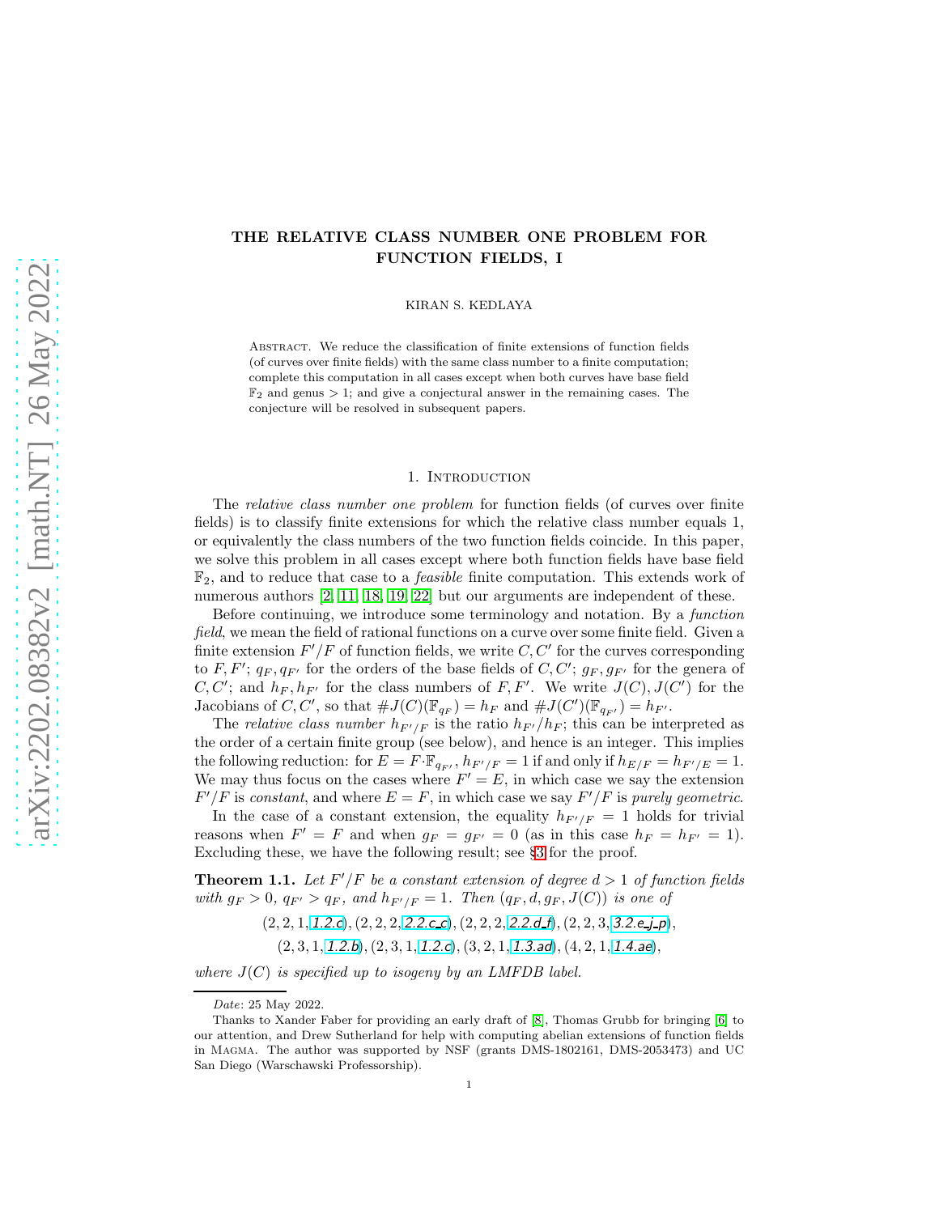# THE RELATIVE CLASS NUMBER ONE PROBLEM FOR FUNCTION FIELDS, I

KIRAN S. KEDLAYA

Abstract. We reduce the classification of finite extensions of function fields (of curves over finite fields) with the same class number to a finite computation; complete this computation in all cases except when both curves have base field $\mathbb{F}_2$ and genus $> 1$; and give a conjectural answer in the remaining cases. The conjecture will be resolved in subsequent papers.

## 1. Introduction

The *relative class number one problem* for function fields (of curves over finite fields) is to classify finite extensions for which the relative class number equals 1, or equivalently the class numbers of the two function fields coincide. In this paper, we solve this problem in all cases except where both function fields have base field $\mathbb{F}_2$, and to reduce that case to a *feasible* finite computation. This extends work of numerous authors [2, 11, 18, 19, 22] but our arguments are independent of these.

Before continuing, we introduce some terminology and notation. By a *function field*, we mean the field of rational functions on a curve over some finite field. Given a finite extension $F'/F$ of function fields, we write $C, C'$ for the curves corresponding to $F, F'$; $q_F, q_{F'}$ for the orders of the base fields of $C, C'$; $g_F, g_{F'}$ for the genera of $C, C'$; and $h_F, h_{F'}$ for the class numbers of $F, F'$. We write $J(C), J(C')$ for the Jacobians of $C, C'$, so that $\#J(C)(\mathbb{F}_{q_F}) = h_F$ and $\#J(C')(\mathbb{F}_{q_{F'}}) = h_{F'}$.

The *relative class number* $h_{F'/F}$ is the ratio $h_{F'}/h_F$; this can be interpreted as the order of a certain finite group (see below), and hence is an integer. This implies the following reduction: for $E = F \cdot \mathbb{F}_{q_{F'}}$, $h_{F'/F} = 1$ if and only if $h_{E/F} = h_{F'/E} = 1$. We may thus focus on the cases where $F' = E$, in which case we say the extension $F'/F$ is *constant*, and where $E = F$, in which case we say $F'/F$ is *purely geometric*.

In the case of a constant extension, the equality $h_{F'/F} = 1$ holds for trivial reasons when $F' = F$ and when $g_F = g_{F'} = 0$ (as in this case $h_F = h_{F'} = 1$). Excluding these, we have the following result; see §3 for the proof.

**Theorem 1.1.** *Let $F'/F$ be a constant extension of degree $d > 1$ of function fields with $g_F > 0$, $q_{F'} > q_F$, and $h_{F'/F} = 1$. Then $(q_F, d, g_F, J(C))$ is one of*

$$(2, 2, 1, \text{1.2.c}), (2, 2, 2, \text{2.2.c\_c}), (2, 2, 2, \text{2.2.d\_f}), (2, 2, 3, \text{3.2.e\_j\_p}),$$
$$(2, 3, 1, \text{1.2.b}), (2, 3, 1, \text{1.2.c}), (3, 2, 1, \text{1.3.ad}), (4, 2, 1, \text{1.4.ae}),$$

*where $J(C)$ is specified up to isogeny by an LMFDB label.*

---

*Date*: 25 May 2022.

Thanks to Xander Faber for providing an early draft of [8], Thomas Grubb for bringing [6] to our attention, and Drew Sutherland for help with computing abelian extensions of function fields in Magma. The author was supported by NSF (grants DMS-1802161, DMS-2053473) and UC San Diego (Warschawski Professorship).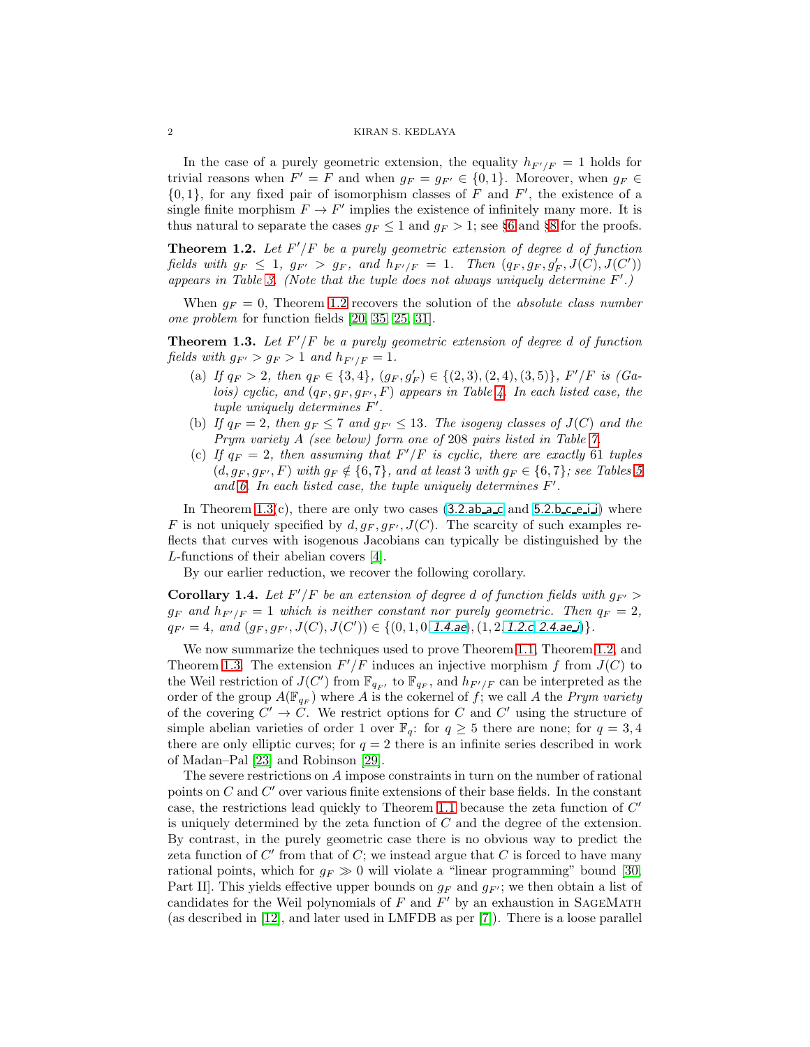In the case of a purely geometric extension, the equality $h_{F'/F} = 1$ holds for trivial reasons when $F' = F$ and when $g_F = g_{F'} \in \{0, 1\}$. Moreover, when $g_F \in \{0, 1\}$, for any fixed pair of isomorphism classes of $F$ and $F'$, the existence of a single finite morphism $F \to F'$ implies the existence of infinitely many more. It is thus natural to separate the cases $g_F \leq 1$ and $g_F > 1$; see §6 and §8 for the proofs.

**Theorem 1.2.** *Let $F'/F$ be a purely geometric extension of degree $d$ of function fields with $g_F \leq 1$, $g_{F'} > g_F$, and $h_{F'/F} = 1$. Then $(q_F, g_F, g'_F, J(C), J(C'))$ appears in Table 3. (Note that the tuple does not always uniquely determine $F'$.)*

When $g_F = 0$, Theorem 1.2 recovers the solution of the *absolute class number one problem* for function fields [20, 35, 25, 31].

**Theorem 1.3.** *Let $F'/F$ be a purely geometric extension of degree $d$ of function fields with $g_{F'} > g_F > 1$ and $h_{F'/F} = 1$.*

(a) *If $q_F > 2$, then $q_F \in \{3, 4\}$, $(g_F, g'_F) \in \{(2, 3), (2, 4), (3, 5)\}$, $F'/F$ is (Galois) cyclic, and $(q_F, g_F, g_{F'}, F)$ appears in Table 4. In each listed case, the tuple uniquely determines $F'$.*

(b) *If $q_F = 2$, then $g_F \leq 7$ and $g_{F'} \leq 13$. The isogeny classes of $J(C)$ and the Prym variety $A$ (see below) form one of 208 pairs listed in Table 7.*

(c) *If $q_F = 2$, then assuming that $F'/F$ is cyclic, there are exactly 61 tuples $(d, g_F, g_{F'}, F)$ with $g_F \notin \{6, 7\}$, and at least 3 with $g_F \in \{6, 7\}$; see Tables 5 and 6. In each listed case, the tuple uniquely determines $F'$.*

In Theorem 1.3(c), there are only two cases (3.2.ab_a_c and 5.2.b_c_e_i_i) where $F$ is not uniquely specified by $d, g_F, g_{F'}, J(C)$. The scarcity of such examples reflects that curves with isogenous Jacobians can typically be distinguished by the $L$-functions of their abelian covers [4].

By our earlier reduction, we recover the following corollary.

**Corollary 1.4.** *Let $F'/F$ be an extension of degree $d$ of function fields with $g_{F'} > g_F$ and $h_{F'/F} = 1$ which is neither constant nor purely geometric. Then $q_F = 2$, $q_{F'} = 4$, and $(g_F, g_{F'}, J(C), J(C')) \in \{(0, 1, 0, 1.4.ae), (1, 2, 1.2.c, 2.4.ae_i)\}$.*

We now summarize the techniques used to prove Theorem 1.1, Theorem 1.2, and Theorem 1.3. The extension $F'/F$ induces an injective morphism $f$ from $J(C)$ to the Weil restriction of $J(C')$ from $\mathbb{F}_{q_{F'}}$ to $\mathbb{F}_{q_F}$, and $h_{F'/F}$ can be interpreted as the order of the group $A(\mathbb{F}_{q_F})$ where $A$ is the cokernel of $f$; we call $A$ the *Prym variety* of the covering $C' \to C$. We restrict options for $C$ and $C'$ using the structure of simple abelian varieties of order 1 over $\mathbb{F}_q$: for $q \geq 5$ there are none; for $q = 3, 4$ there are only elliptic curves; for $q = 2$ there is an infinite series described in work of Madan–Pal [23] and Robinson [29].

The severe restrictions on $A$ impose constraints in turn on the number of rational points on $C$ and $C'$ over various finite extensions of their base fields. In the constant case, the restrictions lead quickly to Theorem 1.1 because the zeta function of $C'$ is uniquely determined by the zeta function of $C$ and the degree of the extension. By contrast, in the purely geometric case there is no obvious way to predict the zeta function of $C'$ from that of $C$; we instead argue that $C$ is forced to have many rational points, which for $g_F \gg 0$ will violate a "linear programming" bound [30, Part II]. This yields effective upper bounds on $g_F$ and $g_{F'}$; we then obtain a list of candidates for the Weil polynomials of $F$ and $F'$ by an exhaustion in SageMath (as described in [12], and later used in LMFDB as per [7]). There is a loose parallel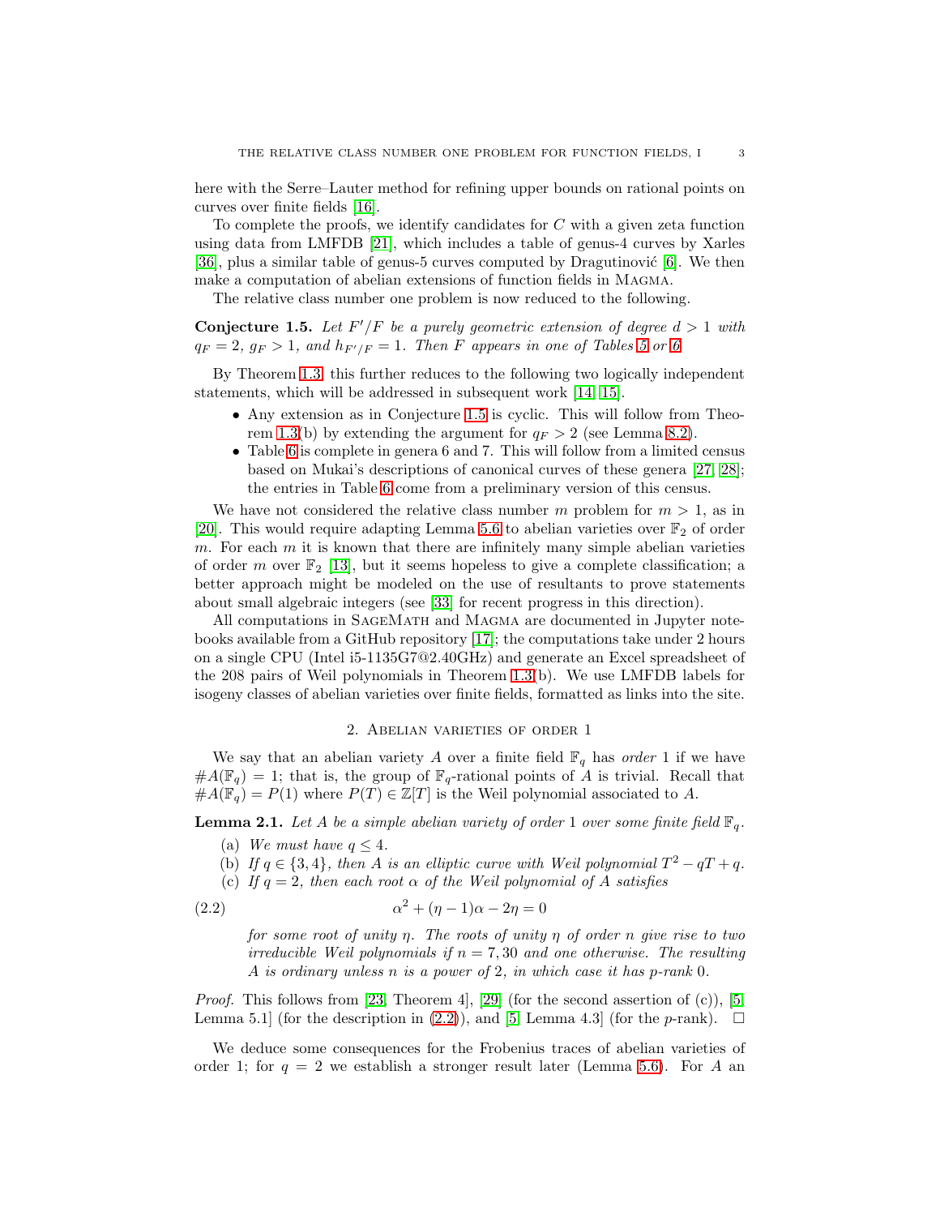here with the Serre–Lauter method for refining upper bounds on rational points on curves over finite fields [16].

To complete the proofs, we identify candidates for $C$ with a given zeta function using data from LMFDB [21], which includes a table of genus-4 curves by Xarles [36], plus a similar table of genus-5 curves computed by Dragutinović [6]. We then make a computation of abelian extensions of function fields in Magma.

The relative class number one problem is now reduced to the following.

**Conjecture 1.5.** *Let $F'/F$ be a purely geometric extension of degree $d > 1$ with $q_F = 2$, $g_F > 1$, and $h_{F'/F} = 1$. Then $F$ appears in one of Tables 5 or 6.*

By Theorem 1.3, this further reduces to the following two logically independent statements, which will be addressed in subsequent work [14, 15].

- Any extension as in Conjecture 1.5 is cyclic. This will follow from Theorem 1.3(b) by extending the argument for $q_F > 2$ (see Lemma 8.2).
- Table 6 is complete in genera 6 and 7. This will follow from a limited census based on Mukai's descriptions of canonical curves of these genera [27, 28]; the entries in Table 6 come from a preliminary version of this census.

We have not considered the relative class number $m$ problem for $m > 1$, as in [20]. This would require adapting Lemma 5.6 to abelian varieties over $\mathbb{F}_2$ of order $m$. For each $m$ it is known that there are infinitely many simple abelian varieties of order $m$ over $\mathbb{F}_2$ [13], but it seems hopeless to give a complete classification; a better approach might be modeled on the use of resultants to prove statements about small algebraic integers (see [33] for recent progress in this direction).

All computations in SageMath and Magma are documented in Jupyter notebooks available from a GitHub repository [17]; the computations take under 2 hours on a single CPU (Intel i5-1135G7@2.40GHz) and generate an Excel spreadsheet of the 208 pairs of Weil polynomials in Theorem 1.3(b). We use LMFDB labels for isogeny classes of abelian varieties over finite fields, formatted as links into the site.

## 2. Abelian varieties of order 1

We say that an abelian variety $A$ over a finite field $\mathbb{F}_q$ has *order* 1 if we have $\#A(\mathbb{F}_q) = 1$; that is, the group of $\mathbb{F}_q$-rational points of $A$ is trivial. Recall that $\#A(\mathbb{F}_q) = P(1)$ where $P(T) \in \mathbb{Z}[T]$ is the Weil polynomial associated to $A$.

**Lemma 2.1.** *Let $A$ be a simple abelian variety of order 1 over some finite field $\mathbb{F}_q$.*

(a) *We must have $q \leq 4$.*

(b) *If $q \in \{3, 4\}$, then $A$ is an elliptic curve with Weil polynomial $T^2 - qT + q$.*

(c) *If $q = 2$, then each root $\alpha$ of the Weil polynomial of $A$ satisfies*

$$\alpha^2 + (\eta - 1)\alpha - 2\eta = 0 \tag{2.2}$$

*for some root of unity $\eta$. The roots of unity $\eta$ of order $n$ give rise to two irreducible Weil polynomials if $n = 7, 30$ and one otherwise. The resulting $A$ is ordinary unless $n$ is a power of 2, in which case it has $p$-rank 0.*

*Proof.* This follows from [23, Theorem 4], [29] (for the second assertion of (c)), [5, Lemma 5.1] (for the description in (2.2)), and [5, Lemma 4.3] (for the $p$-rank). □

We deduce some consequences for the Frobenius traces of abelian varieties of order 1; for $q = 2$ we establish a stronger result later (Lemma 5.6). For $A$ an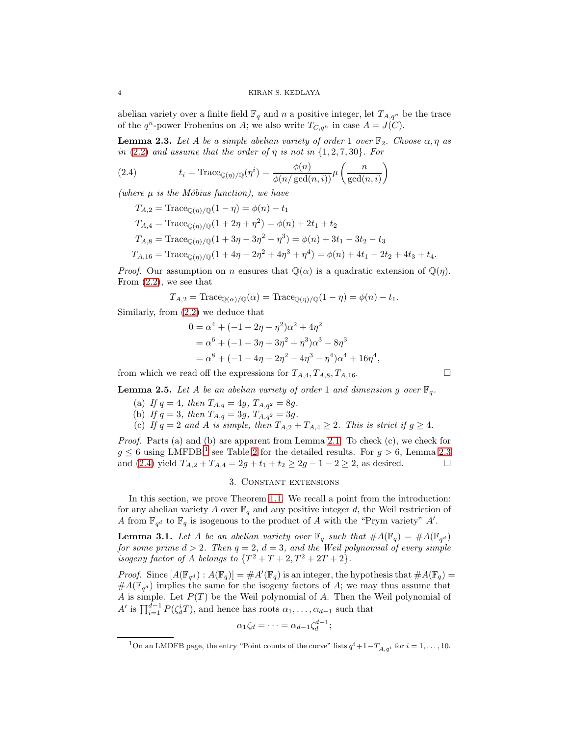abelian variety over a finite field $\mathbb{F}_q$ and $n$ a positive integer, let $T_{A,q^n}$ be the trace of the $q^n$-power Frobenius on $A$; we also write $T_{C,q^n}$ in case $A = J(C)$.

**Lemma 2.3.** *Let $A$ be a simple abelian variety of order 1 over $\mathbb{F}_2$. Choose $\alpha, \eta$ as in (2.2) and assume that the order of $\eta$ is not in $\{1, 2, 7, 30\}$. For*

$$t_i = \mathrm{Trace}_{\mathbb{Q}(\eta)/\mathbb{Q}}(\eta^i) = \frac{\phi(n)}{\phi(n/\gcd(n,i))}\mu\left(\frac{n}{\gcd(n,i)}\right) \tag{2.4}$$

*(where $\mu$ is the Möbius function), we have*

$$T_{A,2} = \mathrm{Trace}_{\mathbb{Q}(\eta)/\mathbb{Q}}(1-\eta) = \phi(n) - t_1$$
$$T_{A,4} = \mathrm{Trace}_{\mathbb{Q}(\eta)/\mathbb{Q}}(1+2\eta+\eta^2) = \phi(n) + 2t_1 + t_2$$
$$T_{A,8} = \mathrm{Trace}_{\mathbb{Q}(\eta)/\mathbb{Q}}(1+3\eta-3\eta^2-\eta^3) = \phi(n) + 3t_1 - 3t_2 - t_3$$
$$T_{A,16} = \mathrm{Trace}_{\mathbb{Q}(\eta)/\mathbb{Q}}(1+4\eta-2\eta^2+4\eta^3+\eta^4) = \phi(n) + 4t_1 - 2t_2 + 4t_3 + t_4.$$

*Proof.* Our assumption on $n$ ensures that $\mathbb{Q}(\alpha)$ is a quadratic extension of $\mathbb{Q}(\eta)$. From (2.2), we see that

$$T_{A,2} = \mathrm{Trace}_{\mathbb{Q}(\alpha)/\mathbb{Q}}(\alpha) = \mathrm{Trace}_{\mathbb{Q}(\eta)/\mathbb{Q}}(1-\eta) = \phi(n) - t_1.$$

Similarly, from (2.2) we deduce that

$$\begin{aligned}
0 &= \alpha^4 + (-1-2\eta-\eta^2)\alpha^2 + 4\eta^2 \\
&= \alpha^6 + (-1-3\eta+3\eta^2+\eta^3)\alpha^3 - 8\eta^3 \\
&= \alpha^8 + (-1-4\eta+2\eta^2-4\eta^3-\eta^4)\alpha^4 + 16\eta^4,
\end{aligned}$$

from which we read off the expressions for $T_{A,4}, T_{A,8}, T_{A,16}$. □

**Lemma 2.5.** *Let $A$ be an abelian variety of order 1 and dimension $g$ over $\mathbb{F}_q$.*

(a) *If $q = 4$, then $T_{A,q} = 4g$, $T_{A,q^2} = 8g$.*
(b) *If $q = 3$, then $T_{A,q} = 3g$, $T_{A,q^2} = 3g$.*
(c) *If $q = 2$ and $A$ is simple, then $T_{A,2} + T_{A,4} \geq 2$. This is strict if $g \geq 4$.*

*Proof.* Parts (a) and (b) are apparent from Lemma 2.1. To check (c), we check for $g \leq 6$ using LMFDB;[1] see Table 2 for the detailed results. For $g > 6$, Lemma 2.3 and (2.4) yield $T_{A,2} + T_{A,4} = 2g + t_1 + t_2 \geq 2g - 1 - 2 \geq 2$, as desired. □

## 3. Constant extensions

In this section, we prove Theorem 1.1. We recall a point from the introduction: for any abelian variety $A$ over $\mathbb{F}_q$ and any positive integer $d$, the Weil restriction of $A$ from $\mathbb{F}_{q^d}$ to $\mathbb{F}_q$ is isogenous to the product of $A$ with the "Prym variety" $A'$.

**Lemma 3.1.** *Let $A$ be an abelian variety over $\mathbb{F}_q$ such that $\#A(\mathbb{F}_q) = \#A(\mathbb{F}_{q^d})$ for some prime $d > 2$. Then $q = 2$, $d = 3$, and the Weil polynomial of every simple isogeny factor of $A$ belongs to $\{T^2 + T + 2, T^2 + 2T + 2\}$.*

*Proof.* Since $[A(\mathbb{F}_{q^d}) : A(\mathbb{F}_q)] = \#A'(\mathbb{F}_q)$ is an integer, the hypothesis that $\#A(\mathbb{F}_q) = \#A(\mathbb{F}_{q^d})$ implies the same for the isogeny factors of $A$; we may thus assume that $A$ is simple. Let $P(T)$ be the Weil polynomial of $A$. Then the Weil polynomial of $A'$ is $\prod_{i=1}^{d-1} P(\zeta_d^i T)$, and hence has roots $\alpha_1, \dots, \alpha_{d-1}$ such that

$$\alpha_1 \zeta_d = \cdots = \alpha_{d-1}\zeta_d^{d-1};$$

[1] On an LMDFB page, the entry "Point counts of the curve" lists $q^i + 1 - T_{A,q^i}$ for $i = 1, \dots, 10$.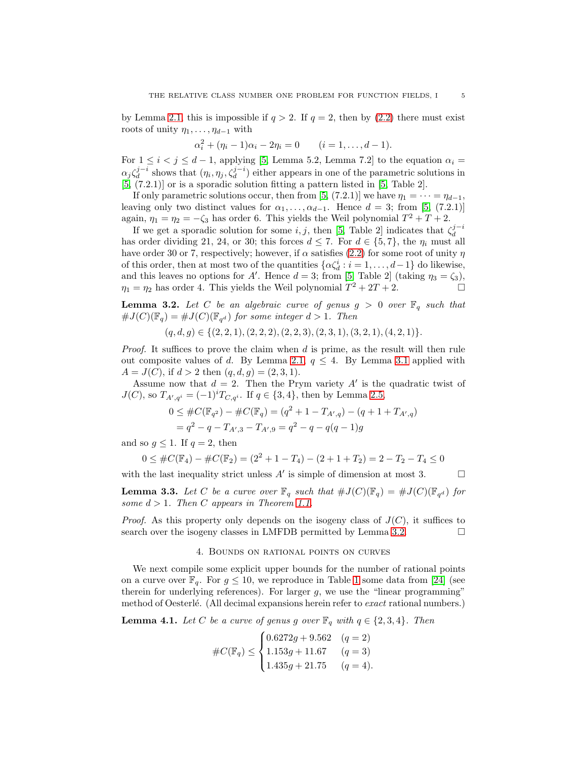by Lemma 2.1; this is impossible if $q > 2$. If $q = 2$, then by (2.2) there must exist roots of unity $\eta_1, \dots, \eta_{d-1}$ with

$$\alpha_i^2 + (\eta_i - 1)\alpha_i - 2\eta_i = 0 \qquad (i = 1, \dots, d-1).$$

For $1 \leq i < j \leq d-1$, applying [5, Lemma 5.2, Lemma 7.2] to the equation $\alpha_i = \alpha_j \zeta_d^{j-i}$ shows that $(\eta_i, \eta_j, \zeta_d^{j-i})$ either appears in one of the parametric solutions in [5, (7.2.1)] or is a sporadic solution fitting a pattern listed in [5, Table 2].

If only parametric solutions occur, then from [5, (7.2.1)] we have $\eta_1 = \cdots = \eta_{d-1}$, leaving only two distinct values for $\alpha_1, \dots, \alpha_{d-1}$. Hence $d = 3$; from [5, (7.2.1)] again, $\eta_1 = \eta_2 = -\zeta_3$ has order 6. This yields the Weil polynomial $T^2 + T + 2$.

If we get a sporadic solution for some $i, j$, then [5, Table 2] indicates that $\zeta_d^{j-i}$ has order dividing 21, 24, or 30; this forces $d \leq 7$. For $d \in \{5, 7\}$, the $\eta_i$ must all have order 30 or 7, respectively; however, if $\alpha$ satisfies (2.2) for some root of unity $\eta$ of this order, then at most two of the quantities $\{\alpha\zeta_d^i : i = 1, \dots, d-1\}$ do likewise, and this leaves no options for $A'$. Hence $d = 3$; from [5, Table 2] (taking $\eta_3 = \zeta_3$), $\eta_1 = \eta_2$ has order 4. This yields the Weil polynomial $T^2 + 2T + 2$. $\square$

**Lemma 3.2.** *Let $C$ be an algebraic curve of genus $g > 0$ over $\mathbb{F}_q$ such that $\#J(C)(\mathbb{F}_q) = \#J(C)(\mathbb{F}_{q^d})$ for some integer $d > 1$. Then*

$$(q, d, g) \in \{(2,2,1), (2,2,2), (2,2,3), (2,3,1), (3,2,1), (4,2,1)\}.$$

*Proof.* It suffices to prove the claim when $d$ is prime, as the result will then rule out composite values of $d$. By Lemma 2.1, $q \leq 4$. By Lemma 3.1 applied with $A = J(C)$, if $d > 2$ then $(q, d, g) = (2, 3, 1)$.

Assume now that $d = 2$. Then the Prym variety $A'$ is the quadratic twist of $J(C)$, so $T_{A',q^i} = (-1)^i T_{C,q^i}$. If $q \in \{3, 4\}$, then by Lemma 2.5,

$$\begin{aligned}
0 \leq \#C(\mathbb{F}_{q^2}) - \#C(\mathbb{F}_q) &= (q^2 + 1 - T_{A',q}) - (q + 1 + T_{A',q}) \\
&= q^2 - q - T_{A',3} - T_{A',9} = q^2 - q - q(q-1)g
\end{aligned}$$

and so $g \leq 1$. If $q = 2$, then

$$0 \leq \#C(\mathbb{F}_4) - \#C(\mathbb{F}_2) = (2^2 + 1 - T_4) - (2 + 1 + T_2) = 2 - T_2 - T_4 \leq 0$$

with the last inequality strict unless $A'$ is simple of dimension at most 3. $\square$

**Lemma 3.3.** *Let $C$ be a curve over $\mathbb{F}_q$ such that $\#J(C)(\mathbb{F}_q) = \#J(C)(\mathbb{F}_{q^d})$ for some $d > 1$. Then $C$ appears in Theorem 1.1.*

*Proof.* As this property only depends on the isogeny class of $J(C)$, it suffices to search over the isogeny classes in LMFDB permitted by Lemma 3.2. $\square$

## 4. Bounds on rational points on curves

We next compile some explicit upper bounds for the number of rational points on a curve over $\mathbb{F}_q$. For $g \leq 10$, we reproduce in Table 1 some data from [24] (see therein for underlying references). For larger $g$, we use the "linear programming" method of Oesterlé. (All decimal expansions herein refer to *exact* rational numbers.)

**Lemma 4.1.** *Let $C$ be a curve of genus $g$ over $\mathbb{F}_q$ with $q \in \{2, 3, 4\}$. Then*

$$\#C(\mathbb{F}_q) \leq \begin{cases} 0.6272g + 9.562 & (q = 2) \\ 1.153g + 11.67 & (q = 3) \\ 1.435g + 21.75 & (q = 4). \end{cases}$$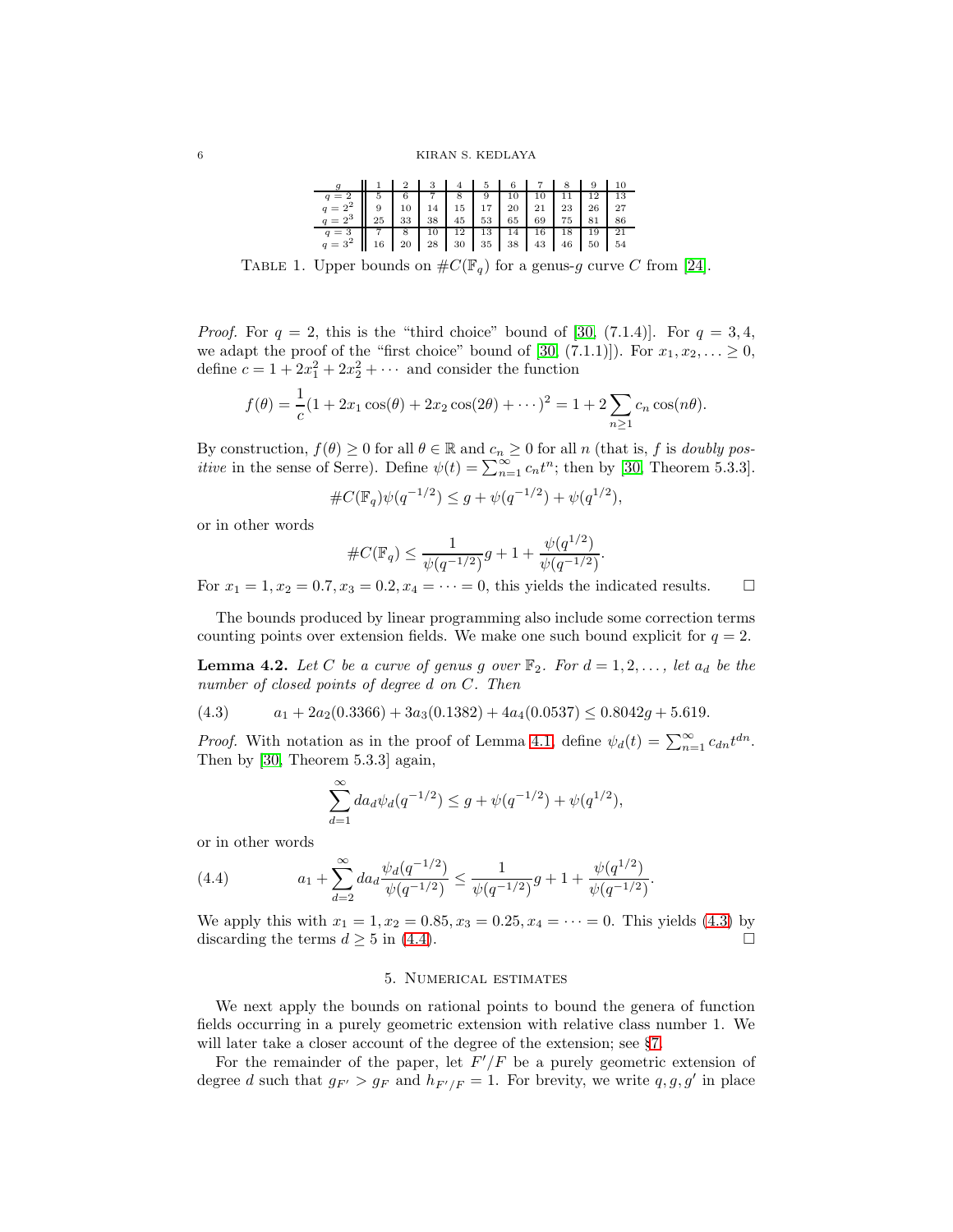| $g$ | 1 | 2 | 3 | 4 | 5 | 6 | 7 | 8 | 9 | 10 |
|---|---|---|---|---|---|---|---|---|---|---|
| $q = 2$ | 5 | 6 | 7 | 8 | 9 | 10 | 10 | 11 | 12 | 13 |
| $q = 2^2$ | 9 | 10 | 14 | 15 | 17 | 20 | 21 | 23 | 26 | 27 |
| $q = 2^3$ | 25 | 33 | 38 | 45 | 53 | 65 | 69 | 75 | 81 | 86 |
| $q = 3$ | 7 | 8 | 10 | 12 | 13 | 14 | 16 | 18 | 19 | 21 |
| $q = 3^2$ | 16 | 20 | 28 | 30 | 35 | 38 | 43 | 46 | 50 | 54 |

TABLE 1. Upper bounds on $\#C(\mathbb{F}_q)$ for a genus-$g$ curve $C$ from [24].

*Proof.* For $q = 2$, this is the "third choice" bound of [30, (7.1.4)]. For $q = 3, 4$, we adapt the proof of the "first choice" bound of [30, (7.1.1)]). For $x_1, x_2, \ldots \geq 0$, define $c = 1 + 2x_1^2 + 2x_2^2 + \cdots$ and consider the function

$$f(\theta) = \frac{1}{c}(1 + 2x_1\cos(\theta) + 2x_2\cos(2\theta) + \cdots)^2 = 1 + 2\sum_{n\geq 1} c_n \cos(n\theta).$$

By construction, $f(\theta) \geq 0$ for all $\theta \in \mathbb{R}$ and $c_n \geq 0$ for all $n$ (that is, $f$ is *doubly positive* in the sense of Serre). Define $\psi(t) = \sum_{n=1}^{\infty} c_n t^n$; then by [30, Theorem 5.3.3].

$$\#C(\mathbb{F}_q)\psi(q^{-1/2}) \leq g + \psi(q^{-1/2}) + \psi(q^{1/2}),$$

or in other words

$$\#C(\mathbb{F}_q) \leq \frac{1}{\psi(q^{-1/2})}g + 1 + \frac{\psi(q^{1/2})}{\psi(q^{-1/2})}.$$

For $x_1 = 1, x_2 = 0.7, x_3 = 0.2, x_4 = \cdots = 0$, this yields the indicated results. $\square$

The bounds produced by linear programming also include some correction terms counting points over extension fields. We make one such bound explicit for $q = 2$.

**Lemma 4.2.** *Let $C$ be a curve of genus $g$ over $\mathbb{F}_2$. For $d = 1, 2, \ldots,$ let $a_d$ be the number of closed points of degree $d$ on $C$. Then*

$$a_1 + 2a_2(0.3366) + 3a_3(0.1382) + 4a_4(0.0537) \leq 0.8042g + 5.619. \tag{4.3}$$

*Proof.* With notation as in the proof of Lemma 4.1, define $\psi_d(t) = \sum_{n=1}^{\infty} c_{dn} t^{dn}$. Then by [30, Theorem 5.3.3] again,

$$\sum_{d=1}^{\infty} da_d \psi_d(q^{-1/2}) \leq g + \psi(q^{-1/2}) + \psi(q^{1/2}),$$

or in other words

$$a_1 + \sum_{d=2}^{\infty} da_d \frac{\psi_d(q^{-1/2})}{\psi(q^{-1/2})} \leq \frac{1}{\psi(q^{-1/2})}g + 1 + \frac{\psi(q^{1/2})}{\psi(q^{-1/2})}. \tag{4.4}$$

We apply this with $x_1 = 1, x_2 = 0.85, x_3 = 0.25, x_4 = \cdots = 0$. This yields (4.3) by discarding the terms $d \geq 5$ in (4.4). $\square$

## 5. Numerical estimates

We next apply the bounds on rational points to bound the genera of function fields occurring in a purely geometric extension with relative class number 1. We will later take a closer account of the degree of the extension; see §7.

For the remainder of the paper, let $F'/F$ be a purely geometric extension of degree $d$ such that $g_{F'} > g_F$ and $h_{F'/F} = 1$. For brevity, we write $q, g, g'$ in place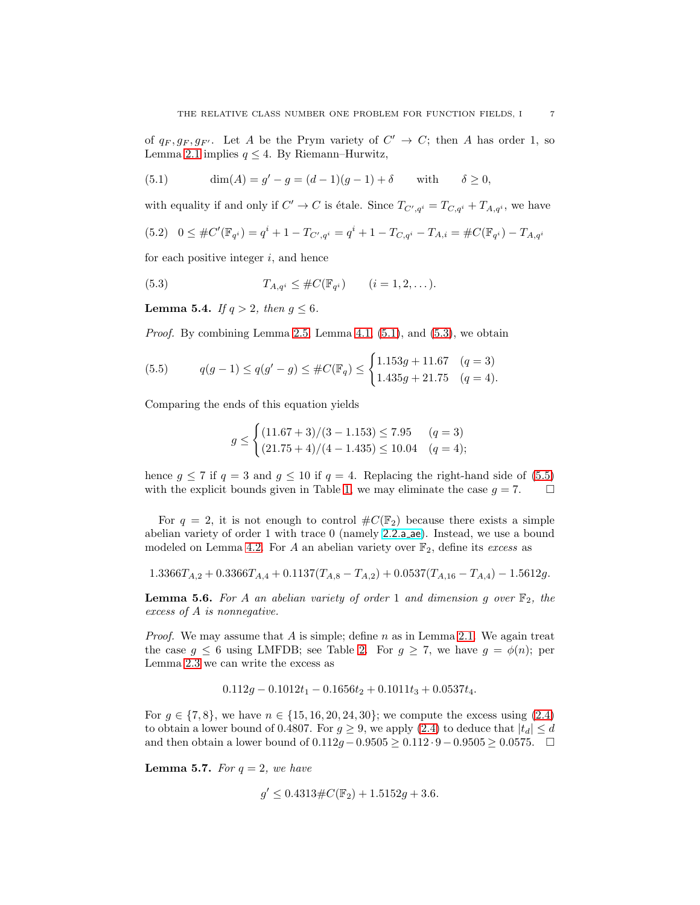of $q_F, g_F, g_{F'}$. Let $A$ be the Prym variety of $C' \to C$; then $A$ has order 1, so Lemma 2.1 implies $q \leq 4$. By Riemann–Hurwitz,

$$\dim(A) = g' - g = (d-1)(g-1) + \delta \qquad \text{with} \qquad \delta \geq 0, \tag{5.1}$$

with equality if and only if $C' \to C$ is étale. Since $T_{C',q^i} = T_{C,q^i} + T_{A,q^i}$, we have

$$0 \leq \#C'(\mathbb{F}_{q^i}) = q^i + 1 - T_{C',q^i} = q^i + 1 - T_{C,q^i} - T_{A,i} = \#C(\mathbb{F}_{q^i}) - T_{A,q^i} \tag{5.2}$$

for each positive integer $i$, and hence

$$T_{A,q^i} \leq \#C(\mathbb{F}_{q^i}) \qquad (i = 1, 2, \dots). \tag{5.3}$$

**Lemma 5.4.** *If $q > 2$, then $g \leq 6$.*

*Proof.* By combining Lemma 2.5, Lemma 4.1, (5.1), and (5.3), we obtain

$$q(g-1) \leq q(g'-g) \leq \#C(\mathbb{F}_q) \leq \begin{cases} 1.153g + 11.67 & (q = 3) \\ 1.435g + 21.75 & (q = 4). \end{cases} \tag{5.5}$$

Comparing the ends of this equation yields

$$g \leq \begin{cases} (11.67 + 3)/(3 - 1.153) \leq 7.95 & (q = 3) \\ (21.75 + 4)/(4 - 1.435) \leq 10.04 & (q = 4); \end{cases}$$

hence $g \leq 7$ if $q = 3$ and $g \leq 10$ if $q = 4$. Replacing the right-hand side of (5.5) with the explicit bounds given in Table 1, we may eliminate the case $g = 7$. $\square$

For $q = 2$, it is not enough to control $\#C(\mathbb{F}_2)$ because there exists a simple abelian variety of order 1 with trace 0 (namely 2.2.a_ae). Instead, we use a bound modeled on Lemma 4.2. For $A$ an abelian variety over $\mathbb{F}_2$, define its *excess* as

$$1.3366T_{A,2} + 0.3366T_{A,4} + 0.1137(T_{A,8} - T_{A,2}) + 0.0537(T_{A,16} - T_{A,4}) - 1.5612g.$$

**Lemma 5.6.** *For $A$ an abelian variety of order 1 and dimension $g$ over $\mathbb{F}_2$, the excess of $A$ is nonnegative.*

*Proof.* We may assume that $A$ is simple; define $n$ as in Lemma 2.1. We again treat the case $g \leq 6$ using LMFDB; see Table 2. For $g \geq 7$, we have $g = \phi(n)$; per Lemma 2.3 we can write the excess as

$$0.112g - 0.1012t_1 - 0.1656t_2 + 0.1011t_3 + 0.0537t_4.$$

For $g \in \{7, 8\}$, we have $n \in \{15, 16, 20, 24, 30\}$; we compute the excess using (2.4) to obtain a lower bound of 0.4807. For $g \geq 9$, we apply (2.4) to deduce that $|t_d| \leq d$ and then obtain a lower bound of $0.112g - 0.9505 \geq 0.112 \cdot 9 - 0.9505 \geq 0.0575$. $\square$

**Lemma 5.7.** *For $q = 2$, we have*

$$g' \leq 0.4313\#C(\mathbb{F}_2) + 1.5152g + 3.6.$$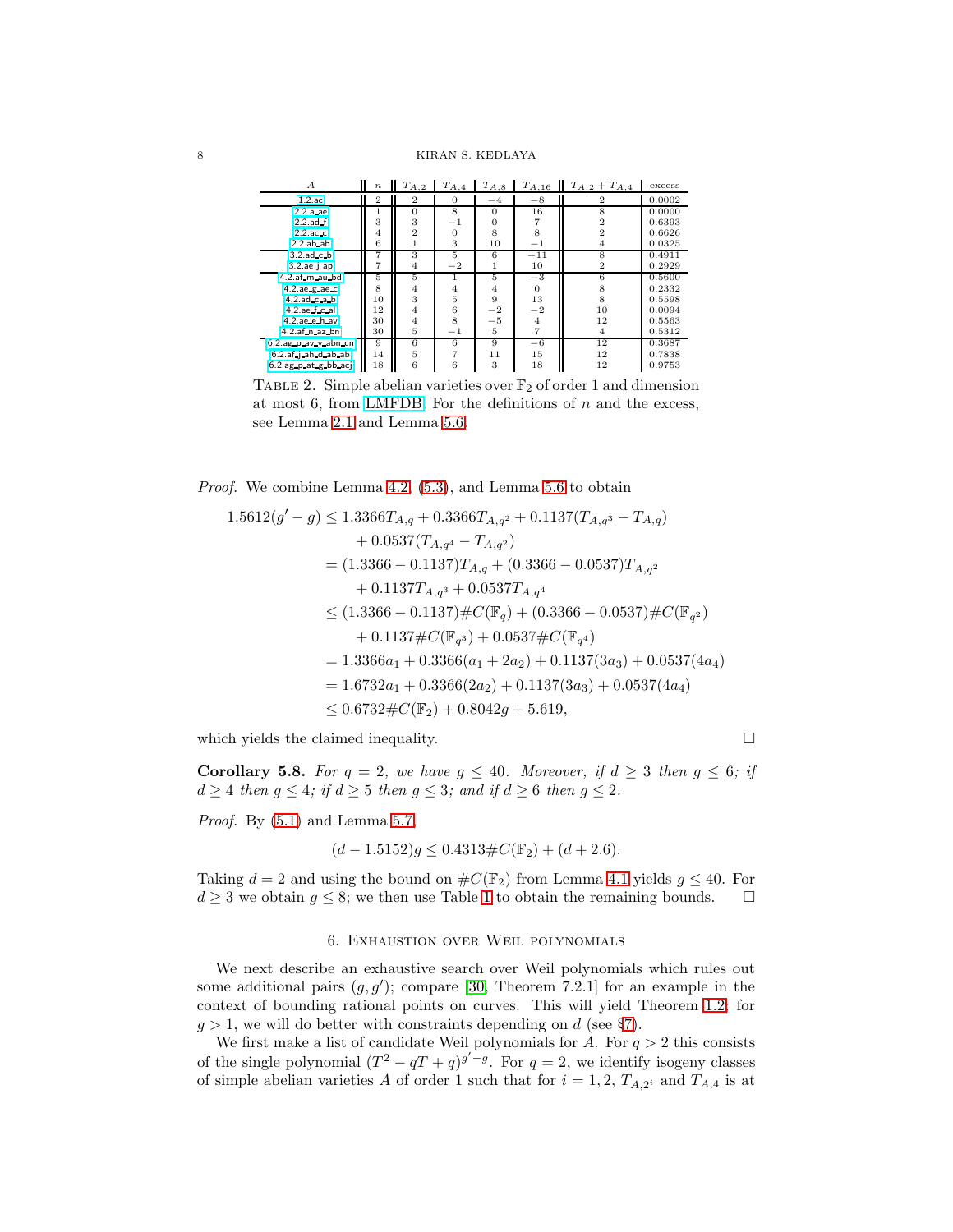| $A$ | $n$ | $T_{A,2}$ | $T_{A,4}$ | $T_{A,8}$ | $T_{A,16}$ | $T_{A,2}+T_{A,4}$ | excess |
|---|---|---|---|---|---|---|---|
| 1.2.ac | 2 | 2 | 0 | $-4$ | $-8$ | 2 | 0.0002 |
| 2.2.a_ae | 1 | 0 | 8 | 0 | 16 | 8 | 0.0000 |
| 2.2.ad_f | 3 | 3 | $-1$ | 0 | 7 | 2 | 0.6393 |
| 2.2.ac_c | 4 | 2 | 0 | 8 | 8 | 2 | 0.6626 |
| 2.2.ab_ab | 6 | 1 | 3 | 10 | $-1$ | 4 | 0.0325 |
| 3.2.ad_c_b | 7 | 3 | 5 | 6 | $-11$ | 8 | 0.4911 |
| 3.2.ae_j_ap | 7 | 4 | $-2$ | 1 | 10 | 2 | 0.2929 |
| 4.2.af_m_au_bd | 5 | 5 | 1 | 5 | $-3$ | 6 | 0.5600 |
| 4.2.ae_g_ae_c | 8 | 4 | 4 | 4 | 0 | 8 | 0.2332 |
| 4.2.ad_c_a_b | 10 | 3 | 5 | 9 | 13 | 8 | 0.5598 |
| 4.2.ae_f_c_al | 12 | 4 | 6 | $-2$ | $-2$ | 10 | 0.0094 |
| 4.2.ae_e_h_av | 30 | 4 | 8 | $-5$ | 4 | 12 | 0.5563 |
| 4.2.af_n_az_bn | 30 | 5 | $-1$ | 5 | 7 | 4 | 0.5312 |
| 6.2.ag_p_av_y_abn_cn | 9 | 6 | 6 | 9 | $-6$ | 12 | 0.3687 |
| 6.2.af_j_ah_d_ab_ab | 14 | 5 | 7 | 11 | 15 | 12 | 0.7838 |
| 6.2.ag_p_at_g_bb_acj | 18 | 6 | 6 | 3 | 18 | 12 | 0.9753 |

TABLE 2. Simple abelian varieties over $\mathbb{F}_2$ of order 1 and dimension at most 6, from LMFDB. For the definitions of $n$ and the excess, see Lemma 2.1 and Lemma 5.6.

*Proof.* We combine Lemma 4.2, (5.3), and Lemma 5.6 to obtain

$$\begin{aligned}
1.5612(g'-g) &\leq 1.3366T_{A,q} + 0.3366T_{A,q^2} + 0.1137(T_{A,q^3} - T_{A,q}) \\
&\quad + 0.0537(T_{A,q^4} - T_{A,q^2}) \\
&= (1.3366 - 0.1137)T_{A,q} + (0.3366 - 0.0537)T_{A,q^2} \\
&\quad + 0.1137T_{A,q^3} + 0.0537T_{A,q^4} \\
&\leq (1.3366 - 0.1137)\#C(\mathbb{F}_q) + (0.3366 - 0.0537)\#C(\mathbb{F}_{q^2}) \\
&\quad + 0.1137\#C(\mathbb{F}_{q^3}) + 0.0537\#C(\mathbb{F}_{q^4}) \\
&= 1.3366a_1 + 0.3366(a_1 + 2a_2) + 0.1137(3a_3) + 0.0537(4a_4) \\
&= 1.6732a_1 + 0.3366(2a_2) + 0.1137(3a_3) + 0.0537(4a_4) \\
&\leq 0.6732\#C(\mathbb{F}_2) + 0.8042g + 5.619,
\end{aligned}$$

which yields the claimed inequality. $\square$

**Corollary 5.8.** *For $q = 2$, we have $g \leq 40$. Moreover, if $d \geq 3$ then $g \leq 6$; if $d \geq 4$ then $g \leq 4$; if $d \geq 5$ then $g \leq 3$; and if $d \geq 6$ then $g \leq 2$.*

*Proof.* By (5.1) and Lemma 5.7,

$$(d - 1.5152)g \leq 0.4313\#C(\mathbb{F}_2) + (d + 2.6).$$

Taking $d = 2$ and using the bound on $\#C(\mathbb{F}_2)$ from Lemma 4.1 yields $g \leq 40$. For $d \geq 3$ we obtain $g \leq 8$; we then use Table 1 to obtain the remaining bounds. $\square$

## 6. Exhaustion over Weil polynomials

We next describe an exhaustive search over Weil polynomials which rules out some additional pairs $(g, g')$; compare [30, Theorem 7.2.1] for an example in the context of bounding rational points on curves. This will yield Theorem 1.2; for $g > 1$, we will do better with constraints depending on $d$ (see §7).

We first make a list of candidate Weil polynomials for $A$. For $q > 2$ this consists of the single polynomial $(T^2 - qT + q)^{g'-g}$. For $q = 2$, we identify isogeny classes of simple abelian varieties $A$ of order 1 such that for $i = 1, 2$, $T_{A,2^i}$ and $T_{A,4}$ is at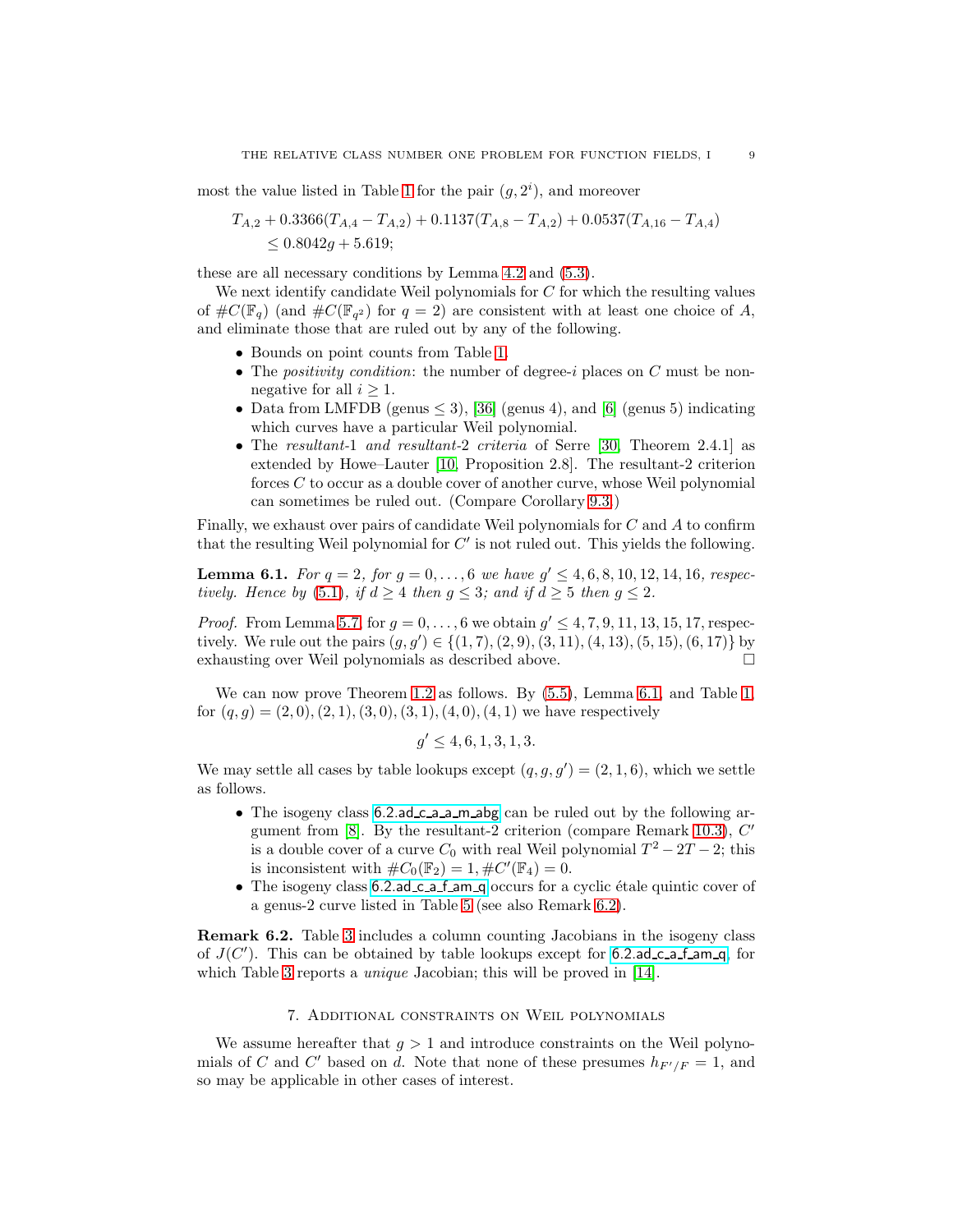most the value listed in Table 1 for the pair $(g, 2^i)$, and moreover

$$T_{A,2} + 0.3366(T_{A,4} - T_{A,2}) + 0.1137(T_{A,8} - T_{A,2}) + 0.0537(T_{A,16} - T_{A,4}) \leq 0.8042g + 5.619;$$

these are all necessary conditions by Lemma 4.2 and (5.3).

We next identify candidate Weil polynomials for $C$ for which the resulting values of $\#C(\mathbb{F}_q)$ (and $\#C(\mathbb{F}_{q^2})$ for $q = 2$) are consistent with at least one choice of $A$, and eliminate those that are ruled out by any of the following.

- Bounds on point counts from Table 1.
- The *positivity condition*: the number of degree-$i$ places on $C$ must be nonnegative for all $i \geq 1$.
- Data from LMFDB (genus $\leq 3$), [36] (genus 4), and [6] (genus 5) indicating which curves have a particular Weil polynomial.
- The *resultant-1 and resultant-2 criteria* of Serre [30, Theorem 2.4.1] as extended by Howe–Lauter [10, Proposition 2.8]. The resultant-2 criterion forces $C$ to occur as a double cover of another curve, whose Weil polynomial can sometimes be ruled out. (Compare Corollary 9.3.)

Finally, we exhaust over pairs of candidate Weil polynomials for $C$ and $A$ to confirm that the resulting Weil polynomial for $C'$ is not ruled out. This yields the following.

**Lemma 6.1.** *For $q = 2$, for $g = 0, \dots, 6$ we have $g' \leq 4, 6, 8, 10, 12, 14, 16$, respectively. Hence by (5.1), if $d \geq 4$ then $g \leq 3$; and if $d \geq 5$ then $g \leq 2$.*

*Proof.* From Lemma 5.7, for $g = 0, \dots, 6$ we obtain $g' \leq 4, 7, 9, 11, 13, 15, 17$, respectively. We rule out the pairs $(g, g') \in \{(1, 7), (2, 9), (3, 11), (4, 13), (5, 15), (6, 17)\}$ by exhausting over Weil polynomials as described above. $\square$

We can now prove Theorem 1.2 as follows. By (5.5), Lemma 6.1, and Table 1, for $(q, g) = (2, 0), (2, 1), (3, 0), (3, 1), (4, 0), (4, 1)$ we have respectively

$$g' \leq 4, 6, 1, 3, 1, 3.$$

We may settle all cases by table lookups except $(q, g, g') = (2, 1, 6)$, which we settle as follows.

- The isogeny class 6.2.ad_c_a_a_m_abg can be ruled out by the following argument from [8]. By the resultant-2 criterion (compare Remark 10.3), $C'$ is a double cover of a curve $C_0$ with real Weil polynomial $T^2 - 2T - 2$; this is inconsistent with $\#C_0(\mathbb{F}_2) = 1, \#C'(\mathbb{F}_4) = 0$.
- The isogeny class 6.2.ad_c_a_f_am_q occurs for a cyclic étale quintic cover of a genus-2 curve listed in Table 5 (see also Remark 6.2).

**Remark 6.2.** Table 3 includes a column counting Jacobians in the isogeny class of $J(C')$. This can be obtained by table lookups except for 6.2.ad_c_a_f_am_q, for which Table 3 reports a *unique* Jacobian; this will be proved in [14].

## 7. Additional constraints on Weil polynomials

We assume hereafter that $g > 1$ and introduce constraints on the Weil polynomials of $C$ and $C'$ based on $d$. Note that none of these presumes $h_{F'/F} = 1$, and so may be applicable in other cases of interest.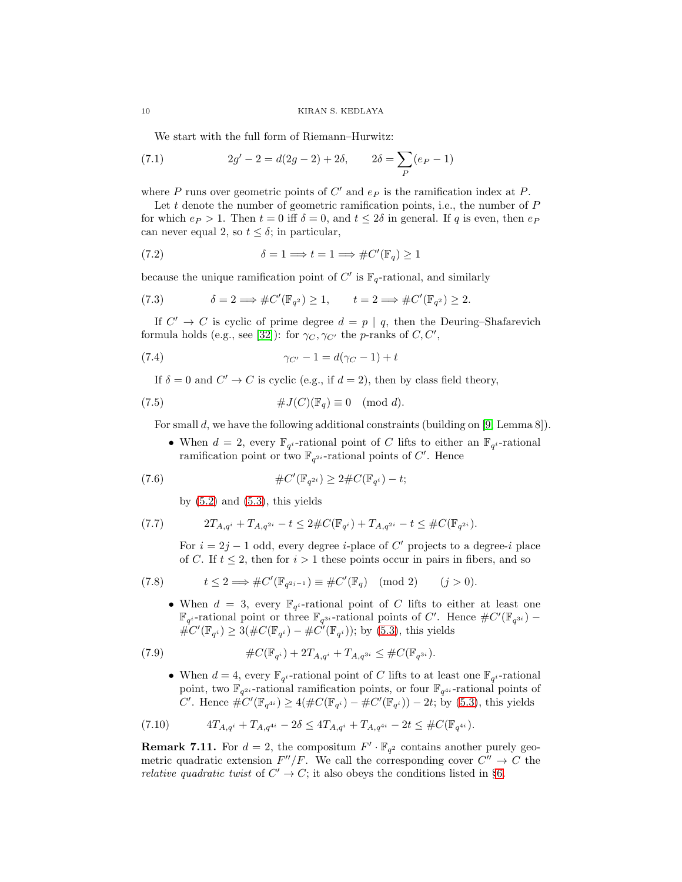We start with the full form of Riemann–Hurwitz:

$$2g' - 2 = d(2g-2) + 2\delta, \qquad 2\delta = \sum_P (e_P - 1) \tag{7.1}$$

where $P$ runs over geometric points of $C'$ and $e_P$ is the ramification index at $P$.

Let $t$ denote the number of geometric ramification points, i.e., the number of $P$ for which $e_P > 1$. Then $t = 0$ iff $\delta = 0$, and $t \leq 2\delta$ in general. If $q$ is even, then $e_P$ can never equal 2, so $t \leq \delta$; in particular,

$$\delta = 1 \Longrightarrow t = 1 \Longrightarrow \#C'(\mathbb{F}_q) \geq 1 \tag{7.2}$$

because the unique ramification point of $C'$ is $\mathbb{F}_q$-rational, and similarly

$$\delta = 2 \Longrightarrow \#C'(\mathbb{F}_{q^2}) \geq 1, \qquad t = 2 \Longrightarrow \#C'(\mathbb{F}_{q^2}) \geq 2. \tag{7.3}$$

If $C' \to C$ is cyclic of prime degree $d = p \mid q$, then the Deuring–Shafarevich formula holds (e.g., see [32]): for $\gamma_C, \gamma_{C'}$ the $p$-ranks of $C, C'$,

$$\gamma_{C'} - 1 = d(\gamma_C - 1) + t \tag{7.4}$$

If $\delta = 0$ and $C' \to C$ is cyclic (e.g., if $d = 2$), then by class field theory,

$$\#J(C)(\mathbb{F}_q) \equiv 0 \pmod{d}. \tag{7.5}$$

For small $d$, we have the following additional constraints (building on [9, Lemma 8]).

- When $d = 2$, every $\mathbb{F}_{q^i}$-rational point of $C$ lifts to either an $\mathbb{F}_{q^i}$-rational ramification point or two $\mathbb{F}_{q^{2i}}$-rational points of $C'$. Hence

$$\#C'(\mathbb{F}_{q^{2i}}) \geq 2\#C(\mathbb{F}_{q^i}) - t; \tag{7.6}$$

  by (5.2) and (5.3), this yields

$$2T_{A,q^i} + T_{A,q^{2i}} - t \leq 2\#C(\mathbb{F}_{q^i}) + T_{A,q^{2i}} - t \leq \#C(\mathbb{F}_{q^{2i}}). \tag{7.7}$$

  For $i = 2j-1$ odd, every degree $i$-place of $C'$ projects to a degree-$i$ place of $C$. If $t \leq 2$, then for $i > 1$ these points occur in pairs in fibers, and so

$$t \leq 2 \Longrightarrow \#C'(\mathbb{F}_{q^{2j-1}}) \equiv \#C'(\mathbb{F}_q) \pmod{2} \qquad (j > 0). \tag{7.8}$$

- When $d = 3$, every $\mathbb{F}_{q^i}$-rational point of $C$ lifts to either at least one $\mathbb{F}_{q^i}$-rational point or three $\mathbb{F}_{q^{3i}}$-rational points of $C'$. Hence $\#C'(\mathbb{F}_{q^{3i}}) - \#C'(\mathbb{F}_{q^i}) \geq 3(\#C(\mathbb{F}_{q^i}) - \#C'(\mathbb{F}_{q^i}))$; by (5.3), this yields

$$\#C(\mathbb{F}_{q^i}) + 2T_{A,q^i} + T_{A,q^{3i}} \leq \#C(\mathbb{F}_{q^{3i}}). \tag{7.9}$$

- When $d = 4$, every $\mathbb{F}_{q^i}$-rational point of $C$ lifts to at least one $\mathbb{F}_{q^i}$-rational point, two $\mathbb{F}_{q^{2i}}$-rational ramification points, or four $\mathbb{F}_{q^{4i}}$-rational points of $C'$. Hence $\#C'(\mathbb{F}_{q^{4i}}) \geq 4(\#C(\mathbb{F}_{q^i}) - \#C'(\mathbb{F}_{q^i})) - 2t$; by (5.3), this yields

$$4T_{A,q^i} + T_{A,q^{4i}} - 2\delta \leq 4T_{A,q^i} + T_{A,q^{4i}} - 2t \leq \#C(\mathbb{F}_{q^{4i}}). \tag{7.10}$$

**Remark 7.11.** For $d = 2$, the compositum $F' \cdot \mathbb{F}_{q^2}$ contains another purely geometric quadratic extension $F''/F$. We call the corresponding cover $C'' \to C$ the *relative quadratic twist* of $C' \to C$; it also obeys the conditions listed in §6.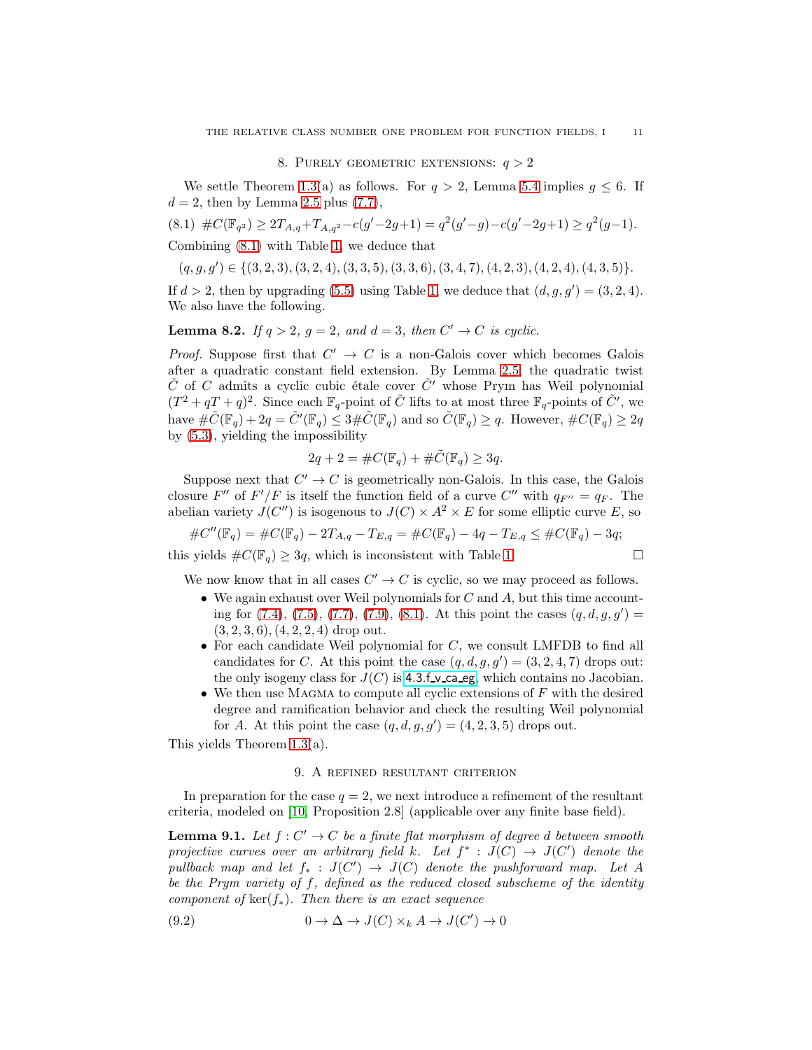## 8. Purely geometric extensions: $q > 2$

We settle Theorem 1.3(a) as follows. For $q > 2$, Lemma 5.4 implies $g \leq 6$. If $d = 2$, then by Lemma 2.5 plus (7.7),

$$(8.1)\ \ \#C(\mathbb{F}_{q^2}) \geq 2T_{A,q} + T_{A,q^2} - c(g' - 2g + 1) = q^2(g' - g) - c(g' - 2g + 1) \geq q^2(g - 1).$$

Combining (8.1) with Table 1, we deduce that

$$(q, g, g') \in \{(3, 2, 3), (3, 2, 4), (3, 3, 5), (3, 3, 6), (3, 4, 7), (4, 2, 3), (4, 2, 4), (4, 3, 5)\}.$$

If $d > 2$, then by upgrading (5.5) using Table 1, we deduce that $(d, g, g') = (3, 2, 4)$. We also have the following.

**Lemma 8.2.** *If $q > 2$, $g = 2$, and $d = 3$, then $C' \to C$ is cyclic.*

*Proof.* Suppose first that $C' \to C$ is a non-Galois cover which becomes Galois after a quadratic constant field extension. By Lemma 2.5, the quadratic twist $\tilde{C}$ of $C$ admits a cyclic cubic étale cover $\tilde{C}'$ whose Prym has Weil polynomial $(T^2 + qT + q)^2$. Since each $\mathbb{F}_q$-point of $\tilde{C}$ lifts to at most three $\mathbb{F}_q$-points of $\tilde{C}'$, we have $\#\tilde{C}(\mathbb{F}_q) + 2q = \tilde{C}'(\mathbb{F}_q) \leq 3\#\tilde{C}(\mathbb{F}_q)$ and so $\tilde{C}(\mathbb{F}_q) \geq q$. However, $\#C(\mathbb{F}_q) \geq 2q$ by (5.3), yielding the impossibility

$$2q + 2 = \#C(\mathbb{F}_q) + \#\tilde{C}(\mathbb{F}_q) \geq 3q.$$

Suppose next that $C' \to C$ is geometrically non-Galois. In this case, the Galois closure $F''$ of $F'/F$ is itself the function field of a curve $C''$ with $q_{F''} = q_F$. The abelian variety $J(C'')$ is isogenous to $J(C) \times A^2 \times E$ for some elliptic curve $E$, so

$$\#C''(\mathbb{F}_q) = \#C(\mathbb{F}_q) - 2T_{A,q} - T_{E,q} = \#C(\mathbb{F}_q) - 4q - T_{E,q} \leq \#C(\mathbb{F}_q) - 3q;$$

this yields $\#C(\mathbb{F}_q) \geq 3q$, which is inconsistent with Table 1. $\square$

We now know that in all cases $C' \to C$ is cyclic, so we may proceed as follows.

- We again exhaust over Weil polynomials for $C$ and $A$, but this time accounting for (7.4), (7.5), (7.7), (7.9), (8.1). At this point the cases $(q, d, g, g') = (3, 2, 3, 6), (4, 2, 2, 4)$ drop out.
- For each candidate Weil polynomial for $C$, we consult LMFDB to find all candidates for $C$. At this point the case $(q, d, g, g') = (3, 2, 4, 7)$ drops out: the only isogeny class for $J(C)$ is 4.3.f_v_ca_eg, which contains no Jacobian.
- We then use Magma to compute all cyclic extensions of $F$ with the desired degree and ramification behavior and check the resulting Weil polynomial for $A$. At this point the case $(q, d, g, g') = (4, 2, 3, 5)$ drops out.

This yields Theorem 1.3(a).

## 9. A refined resultant criterion

In preparation for the case $q = 2$, we next introduce a refinement of the resultant criteria, modeled on [10, Proposition 2.8] (applicable over any finite base field).

**Lemma 9.1.** *Let $f : C' \to C$ be a finite flat morphism of degree $d$ between smooth projective curves over an arbitrary field $k$. Let $f^* : J(C) \to J(C')$ denote the pullback map and let $f_* : J(C') \to J(C)$ denote the pushforward map. Let $A$ be the Prym variety of $f$, defined as the reduced closed subscheme of the identity component of $\ker(f_*)$. Then there is an exact sequence*

$$(9.2)\qquad 0 \to \Delta \to J(C) \times_k A \to J(C') \to 0$$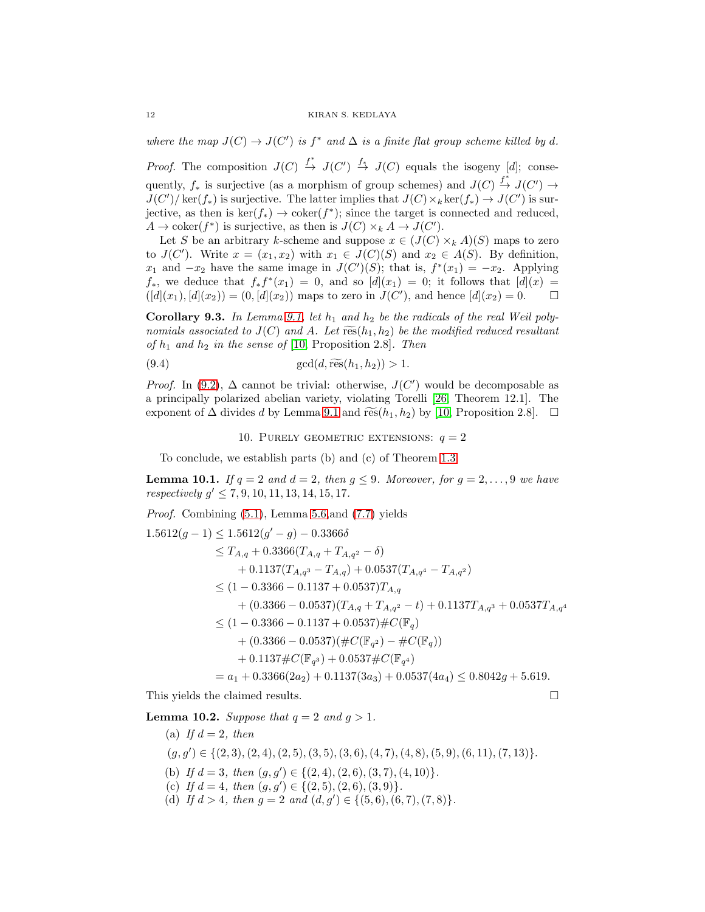*where the map $J(C) \to J(C')$ is $f^*$ and $\Delta$ is a finite flat group scheme killed by $d$.*

*Proof.* The composition $J(C) \xrightarrow{f^*} J(C') \xrightarrow{f_*} J(C)$ equals the isogeny $[d]$; consequently, $f_*$ is surjective (as a morphism of group schemes) and $J(C) \xrightarrow{f^*} J(C') \to J(C')/\ker(f_*)$ is surjective. The latter implies that $J(C) \times_k \ker(f_*) \to J(C')$ is surjective, as then is $\ker(f_*) \to \operatorname{coker}(f^*)$; since the target is connected and reduced, $A \to \operatorname{coker}(f^*)$ is surjective, as then is $J(C) \times_k A \to J(C')$.

Let $S$ be an arbitrary $k$-scheme and suppose $x \in (J(C) \times_k A)(S)$ maps to zero to $J(C')$. Write $x = (x_1, x_2)$ with $x_1 \in J(C)(S)$ and $x_2 \in A(S)$. By definition, $x_1$ and $-x_2$ have the same image in $J(C')(S)$; that is, $f^*(x_1) = -x_2$. Applying $f_*$, we deduce that $f_* f^*(x_1) = 0$, and so $[d](x_1) = 0$; it follows that $[d](x) = ([d](x_1), [d](x_2)) = (0, [d](x_2))$ maps to zero in $J(C')$, and hence $[d](x_2) = 0$. $\square$

**Corollary 9.3.** *In Lemma 9.1, let $h_1$ and $h_2$ be the radicals of the real Weil polynomials associated to $J(C)$ and $A$. Let $\widetilde{\operatorname{res}}(h_1, h_2)$ be the modified reduced resultant of $h_1$ and $h_2$ in the sense of* [10, Proposition 2.8]. *Then*

$$\gcd(d, \widetilde{\operatorname{res}}(h_1, h_2)) > 1. \tag{9.4}$$

*Proof.* In (9.2), $\Delta$ cannot be trivial: otherwise, $J(C')$ would be decomposable as a principally polarized abelian variety, violating Torelli [26, Theorem 12.1]. The exponent of $\Delta$ divides $d$ by Lemma 9.1 and $\widetilde{\operatorname{res}}(h_1, h_2)$ by [10, Proposition 2.8]. $\square$

## 10. Purely geometric extensions: $q = 2$

To conclude, we establish parts (b) and (c) of Theorem 1.3.

**Lemma 10.1.** *If $q = 2$ and $d = 2$, then $g \leq 9$. Moreover, for $g = 2, \dots, 9$ we have respectively $g' \leq 7, 9, 10, 11, 13, 14, 15, 17$.*

*Proof.* Combining (5.1), Lemma 5.6 and (7.7) yields

$$\begin{aligned}
1.5612(g-1) &\leq 1.5612(g'-g) - 0.3366\delta \\
&\leq T_{A,q} + 0.3366(T_{A,q} + T_{A,q^2} - \delta) \\
&\quad + 0.1137(T_{A,q^3} - T_{A,q}) + 0.0537(T_{A,q^4} - T_{A,q^2}) \\
&\leq (1 - 0.3366 - 0.1137 + 0.0537)T_{A,q} \\
&\quad + (0.3366 - 0.0537)(T_{A,q} + T_{A,q^2} - t) + 0.1137 T_{A,q^3} + 0.0537 T_{A,q^4} \\
&\leq (1 - 0.3366 - 0.1137 + 0.0537)\#C(\mathbb{F}_q) \\
&\quad + (0.3366 - 0.0537)(\#C(\mathbb{F}_{q^2}) - \#C(\mathbb{F}_q)) \\
&\quad + 0.1137\#C(\mathbb{F}_{q^3}) + 0.0537\#C(\mathbb{F}_{q^4}) \\
&= a_1 + 0.3366(2a_2) + 0.1137(3a_3) + 0.0537(4a_4) \leq 0.8042g + 5.619.
\end{aligned}$$

This yields the claimed results. $\square$

**Lemma 10.2.** *Suppose that $q = 2$ and $g > 1$.*

(a) *If $d = 2$, then*
$(g, g') \in \{(2,3), (2,4), (2,5), (3,5), (3,6), (4,7), (4,8), (5,9), (6,11), (7,13)\}$.

(b) *If $d = 3$, then $(g, g') \in \{(2,4), (2,6), (3,7), (4,10)\}$.*

(c) *If $d = 4$, then $(g, g') \in \{(2,5), (2,6), (3,9)\}$.*

(d) *If $d > 4$, then $g = 2$ and $(d, g') \in \{(5,6), (6,7), (7,8)\}$.*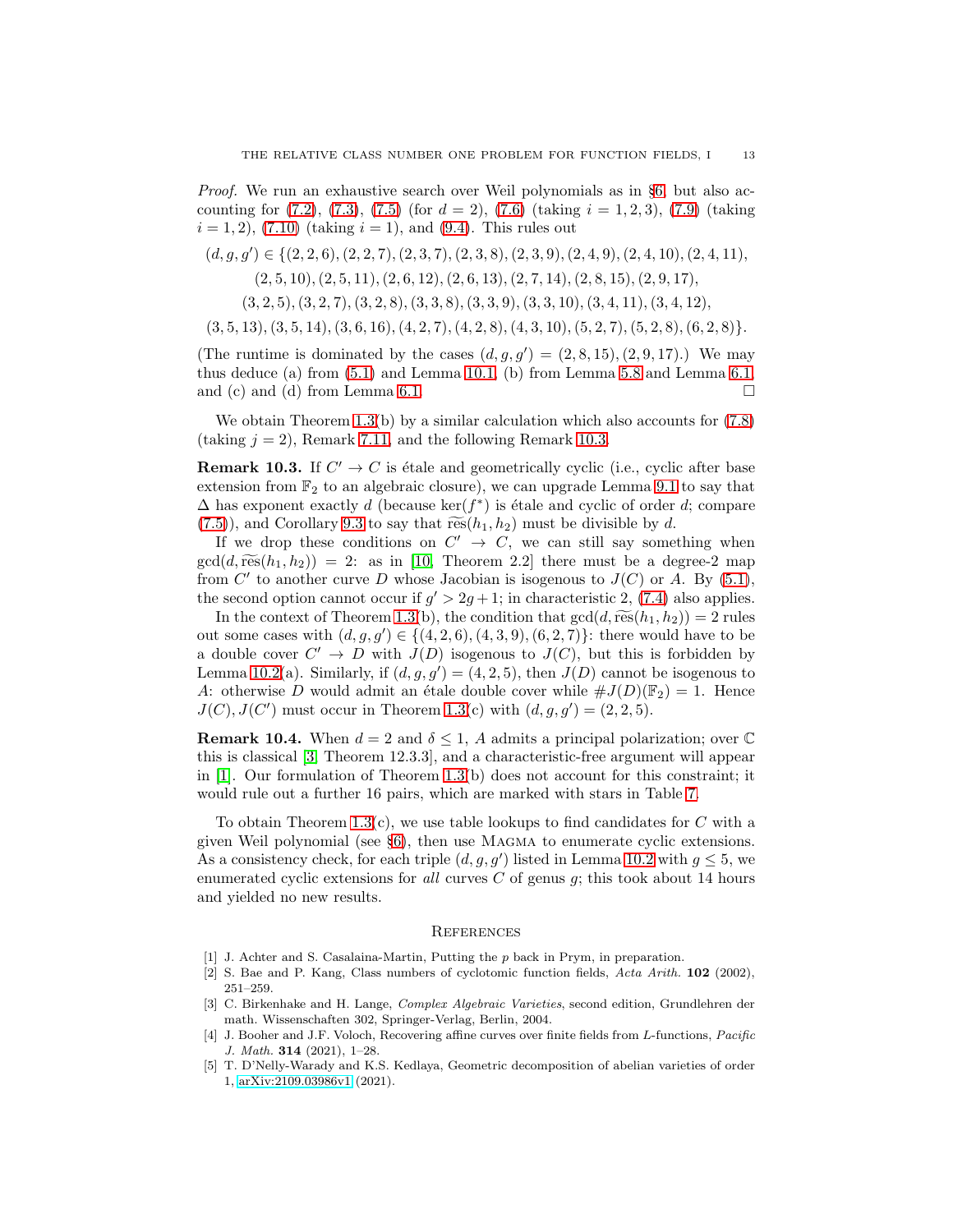*Proof.* We run an exhaustive search over Weil polynomials as in §6, but also accounting for (7.2), (7.3), (7.5) (for $d = 2$), (7.6) (taking $i = 1, 2, 3$), (7.9) (taking $i = 1, 2$), (7.10) (taking $i = 1$), and (9.4). This rules out

$$
\begin{aligned}
(d, g, g') \in \{&(2, 2, 6), (2, 2, 7), (2, 3, 7), (2, 3, 8), (2, 3, 9), (2, 4, 9), (2, 4, 10), (2, 4, 11),\\
&(2, 5, 10), (2, 5, 11), (2, 6, 12), (2, 6, 13), (2, 7, 14), (2, 8, 15), (2, 9, 17),\\
&(3, 2, 5), (3, 2, 7), (3, 2, 8), (3, 3, 8), (3, 3, 9), (3, 3, 10), (3, 4, 11), (3, 4, 12),\\
&(3, 5, 13), (3, 5, 14), (3, 6, 16), (4, 2, 7), (4, 2, 8), (4, 3, 10), (5, 2, 7), (5, 2, 8), (6, 2, 8)\}.
\end{aligned}
$$

(The runtime is dominated by the cases $(d, g, g') = (2, 8, 15), (2, 9, 17)$.) We may thus deduce (a) from (5.1) and Lemma 10.1, (b) from Lemma 5.8 and Lemma 6.1, and (c) and (d) from Lemma 6.1. □

We obtain Theorem 1.3(b) by a similar calculation which also accounts for (7.8) (taking $j = 2$), Remark 7.11, and the following Remark 10.3.

**Remark 10.3.** If $C' \to C$ is étale and geometrically cyclic (i.e., cyclic after base extension from $\mathbb{F}_2$ to an algebraic closure), we can upgrade Lemma 9.1 to say that $\Delta$ has exponent exactly $d$ (because $\ker(f^*)$ is étale and cyclic of order $d$; compare (7.5)), and Corollary 9.3 to say that $\widetilde{\mathrm{res}}(h_1, h_2)$ must be divisible by $d$.

If we drop these conditions on $C' \to C$, we can still say something when $\gcd(d, \widetilde{\mathrm{res}}(h_1, h_2)) = 2$: as in [10, Theorem 2.2] there must be a degree-2 map from $C'$ to another curve $D$ whose Jacobian is isogenous to $J(C)$ or $A$. By (5.1), the second option cannot occur if $g' > 2g + 1$; in characteristic 2, (7.4) also applies.

In the context of Theorem 1.3(b), the condition that $\gcd(d, \widetilde{\mathrm{res}}(h_1, h_2)) = 2$ rules out some cases with $(d, g, g') \in \{(4, 2, 6), (4, 3, 9), (6, 2, 7)\}$: there would have to be a double cover $C' \to D$ with $J(D)$ isogenous to $J(C)$, but this is forbidden by Lemma 10.2(a). Similarly, if $(d, g, g') = (4, 2, 5)$, then $J(D)$ cannot be isogenous to $A$: otherwise $D$ would admit an étale double cover while $\#J(D)(\mathbb{F}_2) = 1$. Hence $J(C), J(C')$ must occur in Theorem 1.3(c) with $(d, g, g') = (2, 2, 5)$.

**Remark 10.4.** When $d = 2$ and $\delta \leq 1$, $A$ admits a principal polarization; over $\mathbb{C}$ this is classical [3, Theorem 12.3.3], and a characteristic-free argument will appear in [1]. Our formulation of Theorem 1.3(b) does not account for this constraint; it would rule out a further 16 pairs, which are marked with stars in Table 7.

To obtain Theorem 1.3(c), we use table lookups to find candidates for $C$ with a given Weil polynomial (see §6), then use Magma to enumerate cyclic extensions. As a consistency check, for each triple $(d, g, g')$ listed in Lemma 10.2 with $g \leq 5$, we enumerated cyclic extensions for *all* curves $C$ of genus $g$; this took about 14 hours and yielded no new results.

## References

[1] J. Achter and S. Casalaina-Martin, Putting the $p$ back in Prym, in preparation.

[2] S. Bae and P. Kang, Class numbers of cyclotomic function fields, *Acta Arith.* **102** (2002), 251–259.

[3] C. Birkenhake and H. Lange, *Complex Algebraic Varieties*, second edition, Grundlehren der math. Wissenschaften 302, Springer-Verlag, Berlin, 2004.

[4] J. Booher and J.F. Voloch, Recovering affine curves over finite fields from $L$-functions, *Pacific J. Math.* **314** (2021), 1–28.

[5] T. D'Nelly-Warady and K.S. Kedlaya, Geometric decomposition of abelian varieties of order 1, arXiv:2109.03986v1 (2021).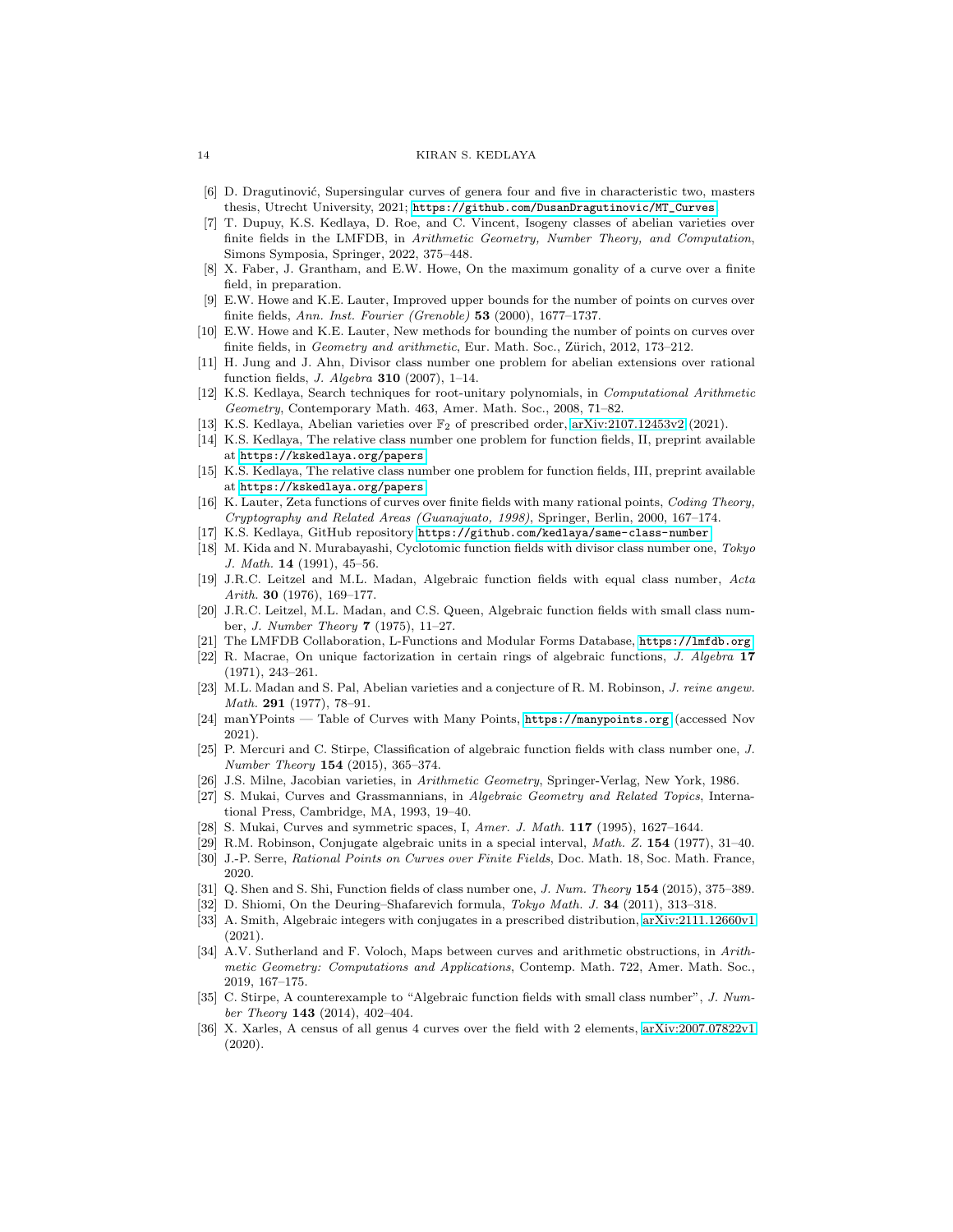[6] D. Dragutinović, Supersingular curves of genera four and five in characteristic two, masters thesis, Utrecht University, 2021; https://github.com/DusanDragutinovic/MT_Curves.

[7] T. Dupuy, K.S. Kedlaya, D. Roe, and C. Vincent, Isogeny classes of abelian varieties over finite fields in the LMFDB, in *Arithmetic Geometry, Number Theory, and Computation*, Simons Symposia, Springer, 2022, 375–448.

[8] X. Faber, J. Grantham, and E.W. Howe, On the maximum gonality of a curve over a finite field, in preparation.

[9] E.W. Howe and K.E. Lauter, Improved upper bounds for the number of points on curves over finite fields, *Ann. Inst. Fourier (Grenoble)* **53** (2000), 1677–1737.

[10] E.W. Howe and K.E. Lauter, New methods for bounding the number of points on curves over finite fields, in *Geometry and arithmetic*, Eur. Math. Soc., Zürich, 2012, 173–212.

[11] H. Jung and J. Ahn, Divisor class number one problem for abelian extensions over rational function fields, *J. Algebra* **310** (2007), 1–14.

[12] K.S. Kedlaya, Search techniques for root-unitary polynomials, in *Computational Arithmetic Geometry*, Contemporary Math. 463, Amer. Math. Soc., 2008, 71–82.

[13] K.S. Kedlaya, Abelian varieties over $\mathbb{F}_2$ of prescribed order, arXiv:2107.12453v2 (2021).

[14] K.S. Kedlaya, The relative class number one problem for function fields, II, preprint available at https://kskedlaya.org/papers.

[15] K.S. Kedlaya, The relative class number one problem for function fields, III, preprint available at https://kskedlaya.org/papers.

[16] K. Lauter, Zeta functions of curves over finite fields with many rational points, *Coding Theory, Cryptography and Related Areas (Guanajuato, 1998)*, Springer, Berlin, 2000, 167–174.

[17] K.S. Kedlaya, GitHub repository https://github.com/kedlaya/same-class-number.

[18] M. Kida and N. Murabayashi, Cyclotomic function fields with divisor class number one, *Tokyo J. Math.* **14** (1991), 45–56.

[19] J.R.C. Leitzel and M.L. Madan, Algebraic function fields with equal class number, *Acta Arith.* **30** (1976), 169–177.

[20] J.R.C. Leitzel, M.L. Madan, and C.S. Queen, Algebraic function fields with small class number, *J. Number Theory* **7** (1975), 11–27.

[21] The LMFDB Collaboration, L-Functions and Modular Forms Database, https://lmfdb.org.

[22] R. Macrae, On unique factorization in certain rings of algebraic functions, *J. Algebra* **17** (1971), 243–261.

[23] M.L. Madan and S. Pal, Abelian varieties and a conjecture of R. M. Robinson, *J. reine angew. Math.* **291** (1977), 78–91.

[24] manYPoints — Table of Curves with Many Points, https://manypoints.org (accessed Nov 2021).

[25] P. Mercuri and C. Stirpe, Classification of algebraic function fields with class number one, *J. Number Theory* **154** (2015), 365–374.

[26] J.S. Milne, Jacobian varieties, in *Arithmetic Geometry*, Springer-Verlag, New York, 1986.

[27] S. Mukai, Curves and Grassmannians, in *Algebraic Geometry and Related Topics*, International Press, Cambridge, MA, 1993, 19–40.

[28] S. Mukai, Curves and symmetric spaces, I, *Amer. J. Math.* **117** (1995), 1627–1644.

[29] R.M. Robinson, Conjugate algebraic units in a special interval, *Math. Z.* **154** (1977), 31–40.

[30] J.-P. Serre, *Rational Points on Curves over Finite Fields*, Doc. Math. 18, Soc. Math. France, 2020.

[31] Q. Shen and S. Shi, Function fields of class number one, *J. Num. Theory* **154** (2015), 375–389.

[32] D. Shiomi, On the Deuring–Shafarevich formula, *Tokyo Math. J.* **34** (2011), 313–318.

[33] A. Smith, Algebraic integers with conjugates in a prescribed distribution, arXiv:2111.12660v1 (2021).

[34] A.V. Sutherland and F. Voloch, Maps between curves and arithmetic obstructions, in *Arithmetic Geometry: Computations and Applications*, Contemp. Math. 722, Amer. Math. Soc., 2019, 167–175.

[35] C. Stirpe, A counterexample to "Algebraic function fields with small class number", *J. Number Theory* **143** (2014), 402–404.

[36] X. Xarles, A census of all genus 4 curves over the field with 2 elements, arXiv:2007.07822v1 (2020).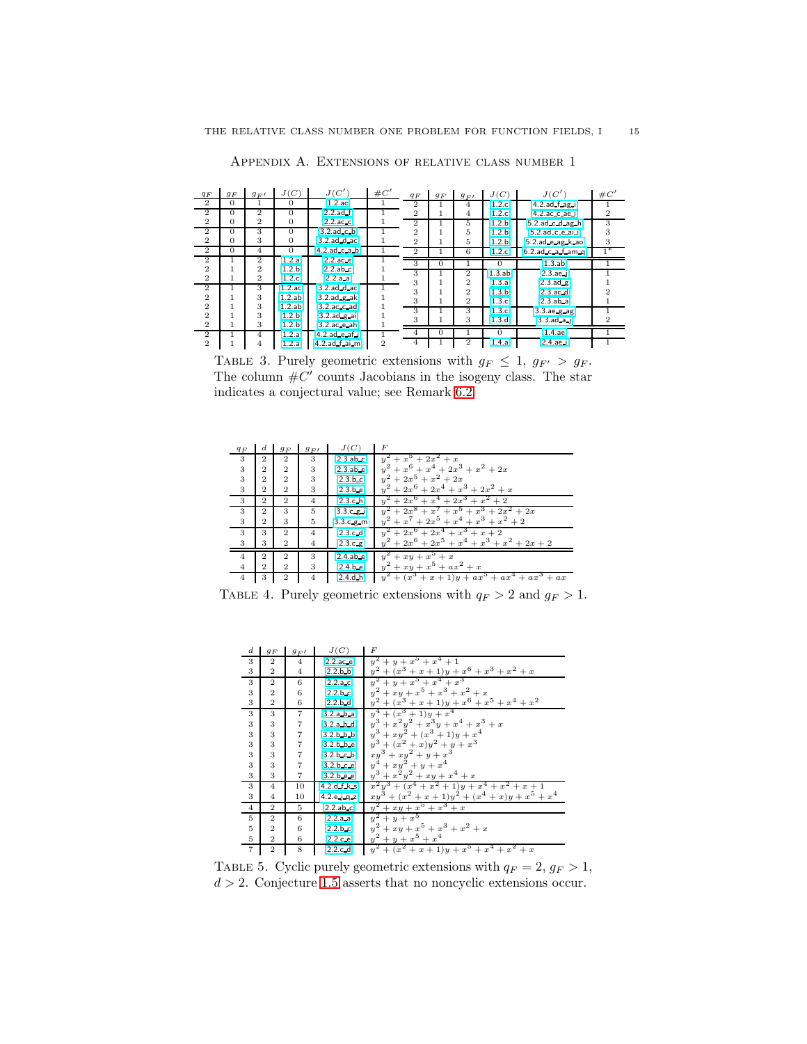## Appendix A. Extensions of relative class number 1

| $q_F$ | $g_F$ | $g_{F'}$ | $J(C)$ | $J(C')$ | $\#C'$ |
|---|---|---|---|---|---|
| 2 | 0 | 1 | 0 | 1.2.ac | 1 |
| 2 | 0 | 2 | 0 | 2.2.ad_f | 1 |
| 2 | 0 | 2 | 0 | 2.2.ac_c | 1 |
| 2 | 0 | 3 | 0 | 3.2.ad_c_b | 1 |
| 2 | 0 | 3 | 0 | 3.2.ad_d_ac | 1 |
| 2 | 0 | 4 | 0 | 4.2.ad_c_a_b | 1 |
| 2 | 1 | 2 | 1.2.a | 2.2.ac_e | 1 |
| 2 | 1 | 2 | 1.2.b | 2.2.ab_c | 1 |
| 2 | 1 | 2 | 1.2.c | 2.2.a_a | 1 |
| 2 | 1 | 3 | 1.2.ac | 3.2.ad_d_ac | 1 |
| 2 | 1 | 3 | 1.2.ab | 3.2.ad_g_ak | 1 |
| 2 | 1 | 3 | 1.2.ab | 3.2.ac_c_ad | 1 |
| 2 | 1 | 3 | 1.2.b | 3.2.ad_g_ai | 1 |
| 2 | 1 | 3 | 1.2.b | 3.2.ac_e_ah | 1 |
| 2 | 1 | 4 | 1.2.a | 4.2.ad_e_af_j | 1 |
| 2 | 1 | 4 | 1.2.a | 4.2.ad_f_ai_m | 2 |
| 2 | 1 | 4 | 1.2.c | 4.2.ad_f_ag_i | 1 |
| 2 | 1 | 4 | 1.2.c | 4.2.ac_c_ae_i | 2 |
| 2 | 1 | 5 | 1.2.b | 5.2.ad_c_d_ag_h | 3 |
| 2 | 1 | 5 | 1.2.b | 5.2.ad_c_e_ai_j | 3 |
| 2 | 1 | 5 | 1.2.b | 5.2.ad_e_ag_k_ao | 3 |
| 2 | 1 | 6 | 1.2.c | 6.2.ad_c_a_f_am_q | 1* |
| 3 | 0 | 1 | 0 | 1.3.ab | 1 |
| 3 | 1 | 2 | 1.3.ab | 2.3.ae_j | 1 |
| 3 | 1 | 2 | 1.3.a | 2.3.ad_g | 1 |
| 3 | 1 | 2 | 1.3.b | 2.3.ac_d | 2 |
| 3 | 1 | 2 | 1.3.c | 2.3.ab_a | 1 |
| 3 | 1 | 3 | 1.3.c | 3.3.ae_g_ag | 1 |
| 3 | 1 | 3 | 1.3.d | 3.3.ad_a_j | 2 |
| 4 | 0 | 1 | 0 | 1.4.ae | 1 |
| 4 | 1 | 2 | 1.4.a | 2.4.ae_j | 1 |

Table 3. Purely geometric extensions with $g_F \leq 1$, $g_{F'} > g_F$. The column $\#C'$ counts Jacobians in the isogeny class. The star indicates a conjectural value; see Remark 6.2.

| $q_F$ | $d$ | $g_F$ | $g_{F'}$ | $J(C)$ | $F$ |
|---|---|---|---|---|---|
| 3 | 2 | 2 | 3 | 2.3.ab_c | $y^2 + x^5 + 2x^2 + x$ |
| 3 | 2 | 2 | 3 | 2.3.ab_e | $y^2 + x^6 + x^4 + 2x^3 + x^2 + 2x$ |
| 3 | 2 | 2 | 3 | 2.3.b_c | $y^2 + 2x^5 + x^2 + 2x$ |
| 3 | 2 | 2 | 3 | 2.3.b_e | $y^2 + 2x^6 + 2x^4 + x^3 + 2x^2 + x$ |
| 3 | 2 | 2 | 4 | 2.3.c_h | $y^2 + 2x^6 + x^4 + 2x^3 + x^2 + 2$ |
| 3 | 2 | 3 | 5 | 3.3.c_g_i | $y^2 + 2x^8 + x^7 + x^5 + x^3 + 2x^2 + 2x$ |
| 3 | 2 | 3 | 5 | 3.3.c_g_m | $y^2 + x^7 + 2x^5 + x^4 + x^3 + x^2 + 2$ |
| 3 | 3 | 2 | 4 | 2.3.c_d | $y^2 + 2x^6 + 2x^4 + x^3 + x + 2$ |
| 3 | 3 | 2 | 4 | 2.3.c_g | $y^2 + 2x^6 + 2x^5 + x^4 + x^3 + x^2 + 2x + 2$ |
| 4 | 2 | 2 | 3 | 2.4.ab_e | $y^2 + xy + x^5 + x$ |
| 4 | 2 | 2 | 3 | 2.4.b_e | $y^2 + xy + x^5 + ax^2 + x$ |
| 4 | 3 | 2 | 4 | 2.4.d_h | $y^2 + (x^3 + x + 1)y + ax^5 + ax^4 + ax^3 + ax$ |

Table 4. Purely geometric extensions with $q_F > 2$ and $g_F > 1$.

| $d$ | $g_F$ | $g_{F'}$ | $J(C)$ | $F$ |
|---|---|---|---|---|
| 3 | 2 | 4 | 2.2.ac_e | $y^2 + y + x^5 + x^4 + 1$ |
| 3 | 2 | 4 | 2.2.b_b | $y^2 + (x^3 + x + 1)y + x^6 + x^3 + x^2 + x$ |
| 3 | 2 | 6 | 2.2.a_c | $y^2 + y + x^5 + x^4 + x^3$ |
| 3 | 2 | 6 | 2.2.b_c | $y^2 + xy + x^5 + x^3 + x^2 + x$ |
| 3 | 2 | 6 | 2.2.b_d | $y^2 + (x^3 + x + 1)y + x^6 + x^5 + x^4 + x^2$ |
| 3 | 3 | 7 | 3.2.a_b_a | $y^4 + (x^3 + 1)y + x^4$ |
| 3 | 3 | 7 | 3.2.a_b_d | $y^3 + x^2y^2 + x^3y + x^4 + x^3 + x$ |
| 3 | 3 | 7 | 3.2.b_b_b | $y^3 + xy^2 + (x^3 + 1)y + x^4$ |
| 3 | 3 | 7 | 3.2.b_b_e | $y^3 + (x^2 + x)y^2 + y + x^3$ |
| 3 | 3 | 7 | 3.2.b_c_b | $xy^3 + xy^2 + y + x^3$ |
| 3 | 3 | 7 | 3.2.b_c_e | $y^4 + xy^2 + y + x^4$ |
| 3 | 3 | 7 | 3.2.b_e_e | $y^3 + x^2y^2 + xy + x^4 + x$ |
| 3 | 4 | 10 | 4.2.d_f_k_s | $x^2y^3 + (x^4 + x^2 + 1)y + x^4 + x^2 + x + 1$ |
| 3 | 4 | 10 | 4.2.e_j_q_z | $xy^3 + (x^2 + x + 1)y^2 + (x^4 + x)y + x^5 + x^4$ |
| 4 | 2 | 5 | 2.2.ab_c | $y^2 + xy + x^5 + x^3 + x$ |
| 5 | 2 | 6 | 2.2.a_a | $y^2 + y + x^5$ |
| 5 | 2 | 6 | 2.2.b_c | $y^2 + xy + x^5 + x^3 + x^2 + x$ |
| 5 | 2 | 6 | 2.2.c_e | $y^2 + y + x^5 + x^4$ |
| 7 | 2 | 8 | 2.2.c_d | $y^2 + (x^2 + x + 1)y + x^5 + x^4 + x^2 + x$ |

Table 5. Cyclic purely geometric extensions with $q_F = 2$, $g_F > 1$, $d > 2$. Conjecture 1.5 asserts that no noncyclic extensions occur.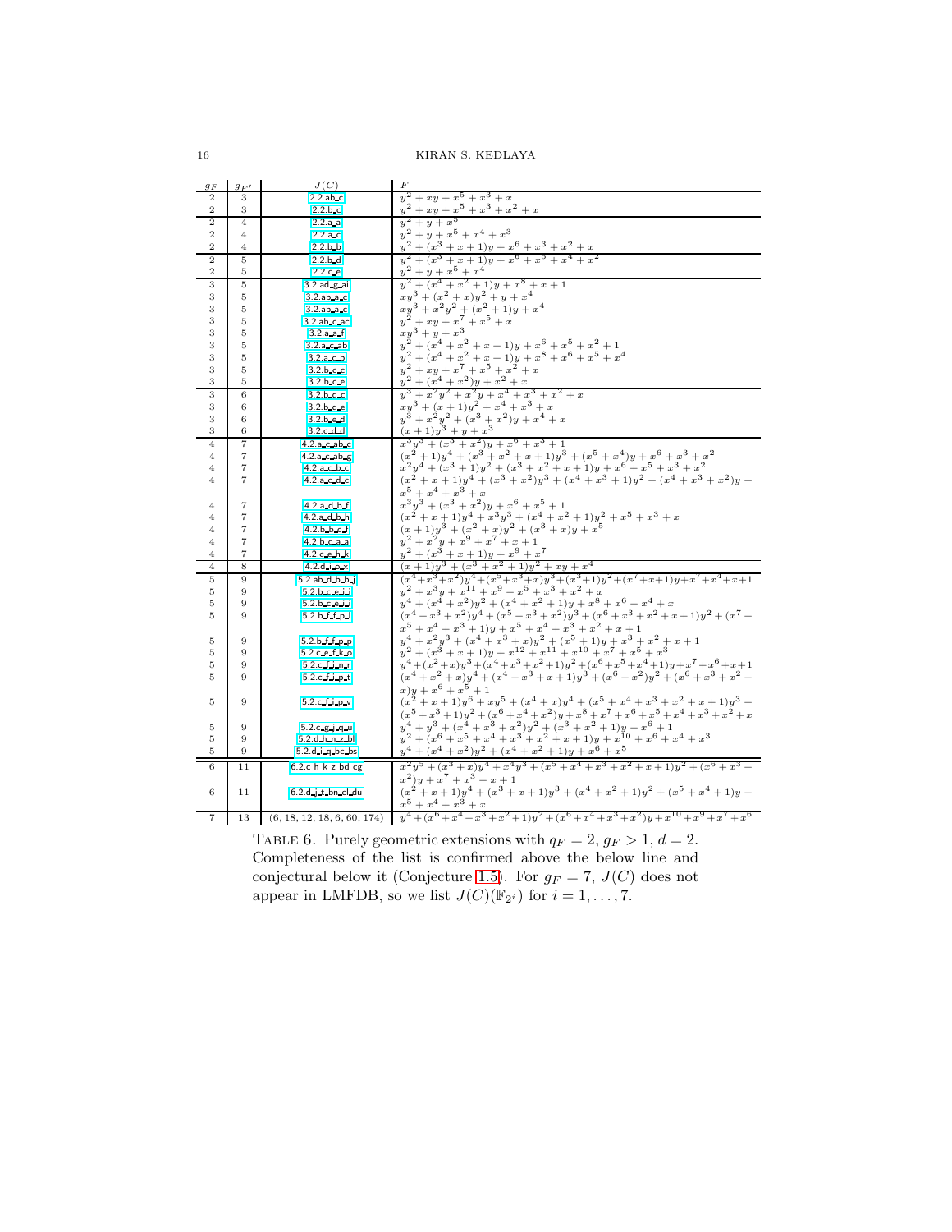| $g_F$ | $g_{F'}$ | $J(C)$ | $F$ |
|---|---|---|---|
| 2 | 3 | 2.2.ab_c | $y^2 + xy + x^5 + x^3 + x$ |
| 2 | 3 | 2.2.b_c | $y^2 + xy + x^5 + x^3 + x^2 + x$ |
| 2 | 4 | 2.2.a_a | $y^2 + y + x^5$ |
| 2 | 4 | 2.2.a_c | $y^2 + y + x^5 + x^4 + x^3$ |
| 2 | 4 | 2.2.b_b | $y^2 + (x^3 + x + 1)y + x^6 + x^3 + x^2 + x$ |
| 2 | 5 | 2.2.b_d | $y^2 + (x^3 + x + 1)y + x^6 + x^5 + x^4 + x^2$ |
| 2 | 5 | 2.2.c_e | $y^2 + y + x^5 + x^4$ |
| 3 | 5 | 3.2.ad_g_ai | $y^2 + (x^4 + x^2 + 1)y + x^8 + x + 1$ |
| 3 | 5 | 3.2.ab_a_c | $xy^3 + (x^2 + x)y^2 + y + x^4$ |
| 3 | 5 | 3.2.ab_a_c | $xy^3 + x^2y^2 + (x^2 + 1)y + x^4$ |
| 3 | 5 | 3.2.ab_c_ac | $y^2 + xy + x^7 + x^5 + x$ |
| 3 | 5 | 3.2.a_a_f | $xy^3 + y + x^3$ |
| 3 | 5 | 3.2.a_c_ab | $y^2 + (x^4 + x^2 + x + 1)y + x^6 + x^5 + x^2 + 1$ |
| 3 | 5 | 3.2.a_c_b | $y^2 + (x^4 + x^2 + x + 1)y + x^8 + x^6 + x^5 + x^4$ |
| 3 | 5 | 3.2.b_c_c | $y^2 + xy + x^7 + x^5 + x^2 + x$ |
| 3 | 5 | 3.2.b_c_e | $y^2 + (x^4 + x^2)y + x^2 + x$ |
| 3 | 6 | 3.2.b_d_c | $y^3 + x^2y^2 + x^2y + x^4 + x^3 + x^2 + x$ |
| 3 | 6 | 3.2.b_d_e | $xy^3 + (x + 1)y^2 + x^4 + x^3 + x$ |
| 3 | 6 | 3.2.b_e_d | $y^3 + x^2y^2 + (x^3 + x^2)y + x^4 + x$ |
| 3 | 6 | 3.2.c_d_d | $(x + 1)y^3 + y + x^3$ |
| 4 | 7 | 4.2.a_c_ab_c | $x^3y^3 + (x^3 + x^2)y + x^6 + x^3 + 1$ |
| 4 | 7 | 4.2.a_c_ab_g | $(x^2 + 1)y^4 + (x^3 + x^2 + x + 1)y^3 + (x^5 + x^4)y + x^6 + x^3 + x^2$ |
| 4 | 7 | 4.2.a_c_b_c | $x^2y^4 + (x^3 + 1)y^2 + (x^3 + x^2 + x + 1)y + x^6 + x^5 + x^3 + x^2$ |
| 4 | 7 | 4.2.a_c_d_c | $(x^2 + x + 1)y^4 + (x^3 + x^2)y^3 + (x^4 + x^3 + 1)y^2 + (x^4 + x^3 + x^2)y + x^5 + x^4 + x^3 + x$ |
| 4 | 7 | 4.2.a_d_b_f | $x^3y^3 + (x^3 + x^2)y + x^6 + x^5 + 1$ |
| 4 | 7 | 4.2.a_d_b_h | $(x^2 + x + 1)y^4 + x^3y^3 + (x^4 + x^2 + 1)y^2 + x^5 + x^3 + x$ |
| 4 | 7 | 4.2.b_b_c_f | $(x + 1)y^3 + (x^2 + x)y^2 + (x^3 + x)y + x^5$ |
| 4 | 7 | 4.2.b_c_a_a | $y^2 + x^2y + x^9 + x^7 + x + 1$ |
| 4 | 7 | 4.2.c_e_h_k | $y^2 + (x^3 + x + 1)y + x^9 + x^7$ |
| 4 | 8 | 4.2.d_i_o_x | $(x + 1)y^3 + (x^3 + x^2 + 1)y^2 + xy + x^4$ |
| 5 | 9 | 5.2.ab_d_b_b_j | $(x^4+x^3+x^2)y^4+(x^5+x^3+x)y^3+(x^3+1)y^2+(x^7+x+1)y+x^7+x^4+x+1$ |
| 5 | 9 | 5.2.b_c_e_j_j | $y^2 + x^3y + x^{11} + x^9 + x^5 + x^3 + x^2 + x$ |
| 5 | 9 | 5.2.b_c_e_j_j | $y^4 + (x^4 + x^2)y^2 + (x^4 + x^2 + 1)y + x^8 + x^6 + x^4 + x$ |
| 5 | 9 | 5.2.b_f_f_p_l | $(x^4 + x^3 + x^2)y^4 + (x^5 + x^3 + x^2)y^3 + (x^6 + x^3 + x^2 + x + 1)y^2 + (x^7 + x^5 + x^4 + x^3 + 1)y + x^5 + x^4 + x^3 + x^2 + x + 1$ |
| 5 | 9 | 5.2.b_f_f_p_p | $y^4 + x^2y^3 + (x^4 + x^3 + x)y^2 + (x^5 + 1)y + x^3 + x^2 + x + 1$ |
| 5 | 9 | 5.2.c_e_f_k_o | $y^2 + (x^3 + x + 1)y + x^{12} + x^{11} + x^{10} + x^7 + x^5 + x^3$ |
| 5 | 9 | 5.2.c_f_j_n_r | $y^4+(x^2+x)y^3+(x^4+x^3+x^2+1)y^2+(x^6+x^5+x^4+1)y+x^7+x^6+x+1$ |
| 5 | 9 | 5.2.c_f_j_p_t | $(x^4 + x^2 + x)y^4 + (x^4 + x^3 + x + 1)y^3 + (x^6 + x^2)y^2 + (x^6 + x^3 + x^2 + x)y + x^6 + x^5 + 1$ |
| 5 | 9 | 5.2.c_f_j_p_v | $(x^2 + x + 1)y^6 + xy^5 + (x^4 + x)y^4 + (x^5 + x^4 + x^3 + x^2 + x + 1)y^3 + (x^5 + x^3 + 1)y^2 + (x^6 + x^4 + x^2)y + x^8 + x^7 + x^6 + x^5 + x^4 + x^3 + x^2 + x$ |
| 5 | 9 | 5.2.c_g_j_q_u | $y^4 + y^3 + (x^4 + x^3 + x^2)y^2 + (x^3 + x^2 + 1)y + x^6 + 1$ |
| 5 | 9 | 5.2.d_h_n_z_bl | $y^2 + (x^6 + x^5 + x^4 + x^3 + x^2 + x + 1)y + x^{10} + x^6 + x^4 + x^3$ |
| 5 | 9 | 5.2.d_i_q_bc_bs | $y^4 + (x^4 + x^2)y^2 + (x^4 + x^2 + 1)y + x^6 + x^5$ |
| 6 | 11 | 6.2.c_h_k_z_bd_cg | $x^2y^5 + (x^3 + x)y^4 + x^4y^3 + (x^5 + x^4 + x^3 + x^2 + x + 1)y^2 + (x^6 + x^3 + x^2)y + x^7 + x^3 + x + 1$ |
| 6 | 11 | 6.2.d_j_t_bn_cl_du | $(x^2 + x + 1)y^4 + (x^3 + x + 1)y^3 + (x^4 + x^2 + 1)y^2 + (x^5 + x^4 + 1)y + x^5 + x^4 + x^3 + x$ |
| 7 | 13 | (6, 18, 12, 18, 6, 60, 174) | $y^4 + (x^6 + x^4 + x^3 + x^2 + 1)y^2 + (x^6 + x^4 + x^3 + x^2)y + x^{10} + x^9 + x^7 + x^6$ |

Table 6. Purely geometric extensions with $q_F = 2$, $g_F > 1$, $d = 2$. Completeness of the list is confirmed above the below line and conjectural below it (Conjecture 1.5). For $g_F = 7$, $J(C)$ does not appear in LMFDB, so we list $J(C)(\mathbb{F}_{2^i})$ for $i = 1, \dots, 7$.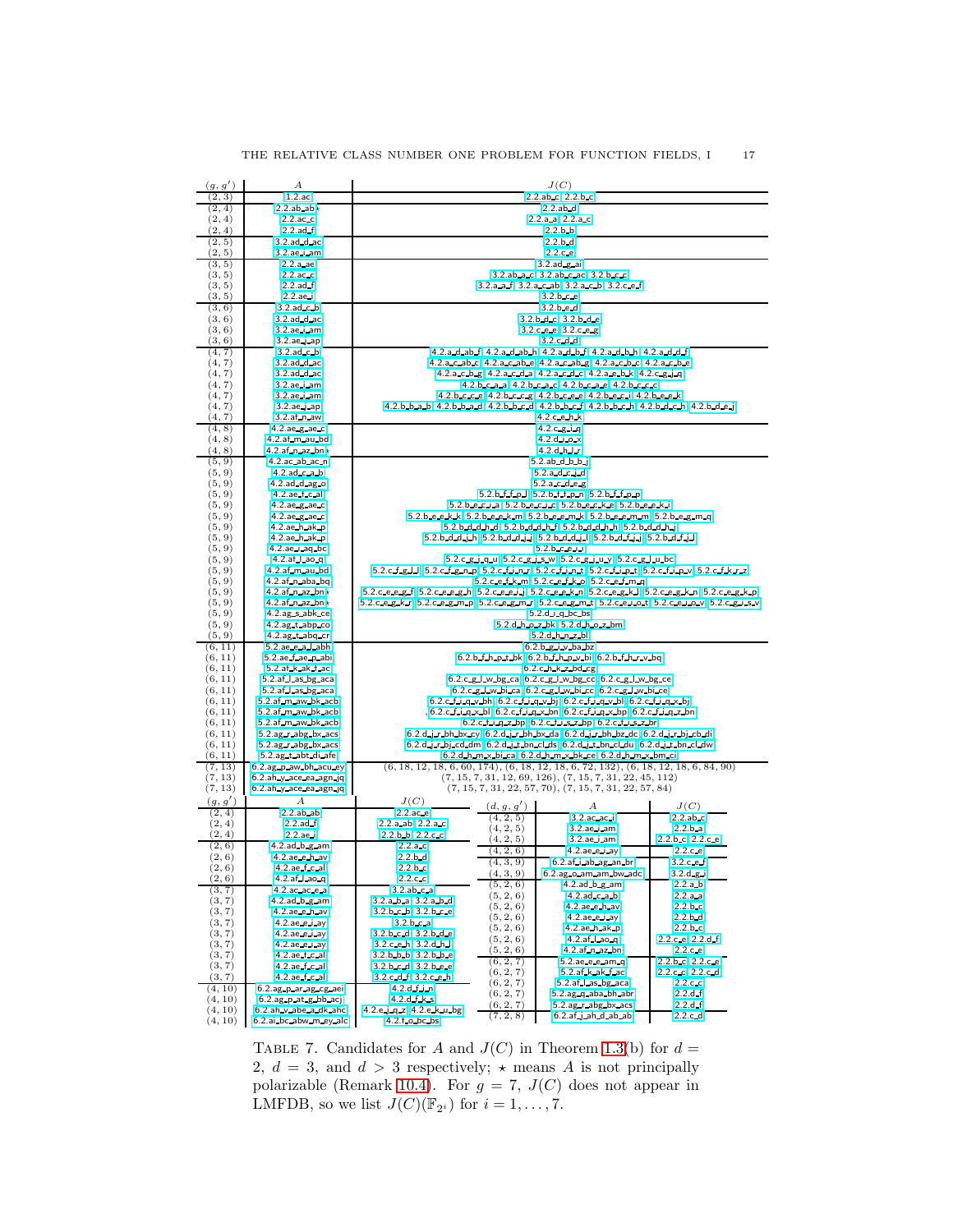| $(g, g')$ | $A$ | $J(C)$ |
|---|---|---|
| (2, 3) | 1.2.ac | 2.2.ab_c 2.2.b_c |
| (2, 4) | 2.2.ab_ab⋆ | 2.2.ab_d |
| (2, 4) | 2.2.ac_c | 2.2.a_a 2.2.a_c |
| (2, 4) | 2.2.ad_f | 2.2.b_b |
| (2, 5) | 3.2.ad_d_ac | 2.2.b_d |
| (2, 5) | 3.2.ae_i_am | 2.2.c_e |
| (3, 5) | 2.2.a_ae | 3.2.ad_g_ai |
| (3, 5) | 2.2.ac_c | 3.2.ab_a_c 3.2.ab_c_ac 3.2.b_c_c |
| (3, 5) | 2.2.ad_f | 3.2.a_a_f 3.2.a_c_ab 3.2.a_c_b 3.2.c_e_f |
| (3, 5) | 2.2.ae_i | 3.2.b_c_e |
| (3, 6) | 3.2.ad_c_b | 3.2.b_e_d |
| (3, 6) | 3.2.ad_d_ac | 3.2.b_d_c 3.2.b_d_e |
| (3, 6) | 3.2.ae_i_am | 3.2.c_e_e 3.2.c_e_g |
| (3, 6) | 3.2.ae_j_ap | 3.2.c_d_d |
| (4, 7) | 3.2.ad_c_b | 4.2.a_d_ab_f 4.2.a_d_ab_h 4.2.a_d_b_f 4.2.a_d_b_h 4.2.a_d_d_f |
| (4, 7) | 3.2.ad_d_ac | 4.2.a_c_ab_c 4.2.a_c_ab_e 4.2.a_c_ab_g 4.2.a_c_b_c 4.2.a_c_b_e |
| (4, 7) | 3.2.ad_d_ac | 4.2.a_c_b_g 4.2.a_c_d_a 4.2.a_c_d_c 4.2.a_e_b_k 4.2.c_g_i_q |
| (4, 7) | 3.2.ae_i_am | 4.2.b_c_a_a 4.2.b_c_a_c 4.2.b_c_a_e 4.2.b_c_c_c |
| (4, 7) | 3.2.ae_i_am | 4.2.b_c_c_e 4.2.b_c_c_g 4.2.b_c_e_e 4.2.b_e_c_i 4.2.b_e_e_k |
| (4, 7) | 3.2.ae_j_ap | 4.2.b_b_a_b 4.2.b_b_a_d 4.2.b_b_c_d 4.2.b_b_c_f 4.2.b_b_c_h 4.2.b_d_c_h 4.2.b_d_e_j |
| (4, 7) | 3.2.af_n_aw | 4.2.c_e_h_k |
| (4, 8) | 4.2.ae_g_ae_c | 4.2.c_g_i_q |
| (4, 8) | 4.2.af_m_au_bd | 4.2.d_i_o_x |
| (4, 8) | 4.2.af_n_az_bn⋆ | 4.2.d_h_l_r |
| (5, 9) | 4.2.ac_ab_ac_n | 5.2.ab_d_b_b_j |
| (5, 9) | 4.2.ad_c_a_b | 5.2.a_d_c_c_d |
| (5, 9) | 4.2.ad_d_ag_o | 5.2.a_c_d_e_g |
| (5, 9) | 4.2.ae_f_c_al | 5.2.b_f_f_p_l 5.2.b_f_f_p_n 5.2.b_f_f_p_p |
| (5, 9) | 4.2.ae_g_ae_c | 5.2.b_e_c_i_a 5.2.b_e_c_i_c 5.2.b_e_e_k_e 5.2.b_e_e_k_i |
| (5, 9) | 4.2.ae_g_ae_c | 5.2.b_e_e_k_k 5.2.b_e_e_k_m 5.2.b_e_e_m_k 5.2.b_e_e_m_m 5.2.b_e_g_m_q |
| (5, 9) | 4.2.ae_h_ak_p | 5.2.b_d_d_h_d 5.2.b_d_d_h_f 5.2.b_d_d_h_h 5.2.b_d_d_h_j |
| (5, 9) | 4.2.ae_h_ak_p | 5.2.b_d_d_j_h 5.2.b_d_d_j_j 5.2.b_d_d_j_l 5.2.b_d_f_j_j 5.2.b_d_f_j_l |
| (5, 9) | 4.2.ae_i_aq_bc | 5.2.b_c_e_i_i |
| (5, 9) | 4.2.af_l_ao_q | 5.2.c_g_i_q_u 5.2.c_g_i_s_w 5.2.c_g_i_u_y 5.2.c_g_l_u_bc |
| (5, 9) | 4.2.af_m_au_bd | 5.2.c_f_g_l_l 5.2.c_f_g_n_p 5.2.c_f_i_n_r 5.2.c_f_i_n_t 5.2.c_f_i_p_t 5.2.c_f_i_p_v 5.2.c_f_k_r_z |
| (5, 9) | 4.2.af_n_aba_bq | 5.2.c_e_f_k_m 5.2.c_e_f_k_o 5.2.c_e_f_m_q |
| (5, 9) | 4.2.af_n_az_bn⋆ | 5.2.c_e_e_g_f 5.2.c_e_e_g_h 5.2.c_e_e_i_j 5.2.c_e_e_k_n 5.2.c_e_g_k_l 5.2.c_e_g_k_n 5.2.c_e_g_k_p |
| (5, 9) | 4.2.af_n_az_bn⋆ | 5.2.c_e_g_k_r 5.2.c_e_g_m_p 5.2.c_e_g_m_r 5.2.c_e_g_m_t 5.2.c_e_i_o_t 5.2.c_e_i_o_v 5.2.c_g_i_s_v |
| (5, 9) | 4.2.ag_s_abk_ce | 5.2.d_j_q_bc_bs |
| (5, 9) | 4.2.ag_t_abp_co | 5.2.d_h_o_z_bk 5.2.d_h_o_z_bm |
| (5, 9) | 4.2.ag_t_abq_cr | 5.2.d_h_n_z_bl |
| (6, 11) | 5.2.ae_e_a_l_abh | 6.2.b_g_i_v_ba_bz |
| (6, 11) | 5.2.ae_f_ae_p_abi | 6.2.b_f_h_p_t_bk 6.2.b_f_h_p_v_bi 6.2.b_f_h_r_v_bq |
| (6, 11) | 5.2.af_k_ak_f_ac | 6.2.c_h_k_z_bd_cg |
| (6, 11) | 5.2.af_l_as_bg_aca | 6.2.c_g_l_w_bg_ca 6.2.c_g_l_w_bg_cc 6.2.c_g_l_w_bg_ce |
| (6, 11) | 5.2.af_l_as_bg_aca | 6.2.c_g_l_w_bi_ca 6.2.c_g_l_w_bi_cc 6.2.c_g_l_w_bi_ce |
| (6, 11) | 5.2.af_m_aw_bk_acb | 6.2.c_f_i_q_v_bh 6.2.c_f_i_q_v_bj 6.2.c_f_i_q_v_bl 6.2.c_f_i_q_x_bj |
| (6, 11) | 5.2.af_m_aw_bk_acb | 6.2.c_f_i_q_x_bl 6.2.c_f_i_q_x_bn 6.2.c_f_i_q_x_bp 6.2.c_f_i_q_z_bn |
| (6, 11) | 5.2.af_m_aw_bk_acb | 6.2.c_f_i_q_z_bp 6.2.c_f_i_s_z_bp 6.2.c_f_i_s_z_br |
| (6, 11) | 5.2.ag_r_abg_bx_acs | 6.2.d_j_r_bh_bx_cy 6.2.d_j_r_bh_bx_da 6.2.d_j_r_bh_bz_dc 6.2.d_j_r_bj_cb_di |
| (6, 11) | 5.2.ag_r_abg_bx_acs | 6.2.d_j_r_bj_cd_dm 6.2.d_j_t_bn_cl_ds 6.2.d_j_t_bn_cl_du 6.2.d_j_t_bn_cl_dw |
| (6, 11) | 5.2.ag_t_abt_di_afe | 6.2.d_h_m_x_bi_ca 6.2.d_h_m_x_bk_ce 6.2.d_h_m_x_bm_ci |
| (7, 13) | 6.2.ag_p_aw_bh_acu_ey | (6, 18, 12, 18, 6, 60, 174), (6, 18, 12, 18, 6, 72, 132), (6, 18, 12, 18, 6, 84, 90) |
| (7, 13) | 6.2.ah_v_ace_ea_agn_jq | (7, 15, 7, 31, 12, 69, 126), (7, 15, 7, 31, 22, 45, 112) |
| (7, 13) | 6.2.ah_v_ace_ea_agn_jq | (7, 15, 7, 31, 22, 57, 70), (7, 15, 7, 31, 22, 57, 84) |

| $(g, g')$ | $A$ | $J(C)$ |
|---|---|---|
| (2, 4) | 2.2.ab_ab | 2.2.ac_e |
| (2, 4) | 2.2.ad_f | 2.2.a_ab 2.2.a_c |
| (2, 4) | 2.2.ae_i | 2.2.b_b 2.2.c_c |
| (2, 6) | 4.2.ad_b_g_am | 2.2.a_c |
| (2, 6) | 4.2.ae_e_h_av | 2.2.b_d |
| (2, 6) | 4.2.ae_f_c_al | 2.2.b_c |
| (2, 6) | 4.2.af_l_ao_q | 2.2.c_c |
| (3, 7) | 4.2.ac_ac_e_a | 3.2.ab_c_a |
| (3, 7) | 4.2.ad_b_g_am | 3.2.a_b_a 3.2.a_b_d |
| (3, 7) | 4.2.ae_e_h_av | 3.2.b_c_b 3.2.b_c_e |
| (3, 7) | 4.2.ae_e_i_ay | 3.2.b_c_a |
| (3, 7) | 4.2.ae_e_i_ay | 3.2.b_c_d 3.2.b_d_e |
| (3, 7) | 4.2.ae_e_i_ay | 3.2.c_e_h 3.2.d_h_l |
| (3, 7) | 4.2.ae_f_c_al | 3.2.b_b_b 3.2.b_b_e |
| (3, 7) | 4.2.ae_f_c_al | 3.2.b_c_d 3.2.b_e_e |
| (3, 7) | 4.2.ae_f_c_al | 3.2.c_d_f 3.2.c_e_h |
| (4, 10) | 6.2.ag_p_ar_ag_cg_aei | 4.2.d_j_i_n |
| (4, 10) | 6.2.ag_p_at_g_bb_acj | 4.2.d_f_k_s |
| (4, 10) | 6.2.ah_v_abe_a_dk_ahc | 4.2.e_j_q_z 4.2.e_k_u_bg |
| (4, 10) | 6.2.ai_bc_abw_m_ey_alc | 4.2.f_o_bc_bs |

| $(d, g, g')$ | $A$ | $J(C)$ |
|---|---|---|
| (4, 2, 5) | 3.2.ac_ac_i | 2.2.ab_c |
| (4, 2, 5) | 3.2.ae_i_am | 2.2.b_a |
| (4, 2, 5) | 3.2.ae_i_am | 2.2.b_c 2.2.c_e |
| (4, 2, 6) | 4.2.ae_e_i_ay | 2.2.c_e |
| (4, 3, 9) | 6.2.af_i_ab_ag_an_br | 3.2.c_e_f |
| (4, 3, 9) | 6.2.ag_o_am_am_bw_adc | 3.2.d_g_i |
| (5, 2, 6) | 4.2.ad_b_g_am | 2.2.a_b |
| (5, 2, 6) | 4.2.ad_c_a_b | 2.2.a_a |
| (5, 2, 6) | 4.2.ae_e_h_av | 2.2.b_c |
| (5, 2, 6) | 4.2.ae_e_i_ay | 2.2.b_d |
| (5, 2, 6) | 4.2.ae_h_ak_p | 2.2.b_c |
| (5, 2, 6) | 4.2.af_l_ao_q | 2.2.c_e 2.2.d_f |
| (5, 2, 6) | 4.2.af_n_az_bn | 2.2.c_e |
| (6, 2, 7) | 5.2.ae_e_am_q | 2.2.b_c 2.2.c_e |
| (6, 2, 7) | 5.2.af_k_ak_f_ac | 2.2.c_c 2.2.c_d |
| (6, 2, 7) | 5.2.af_l_as_bg_aca | 2.2.c_c |
| (6, 2, 7) | 5.2.ag_q_aba_bh_abr | 2.2.d_f |
| (6, 2, 7) | 5.2.ag_r_abg_bx_acs | 2.2.d_f |
| (7, 2, 8) | 6.2.af_j_ah_d_ab_ab | 2.2.c_d |

TABLE 7. Candidates for $A$ and $J(C)$ in Theorem 1.3(b) for $d = 2$, $d = 3$, and $d > 3$ respectively; $\star$ means $A$ is not principally polarizable (Remark 10.4). For $g = 7$, $J(C)$ does not appear in LMFDB, so we list $J(C)(\mathbb{F}_{2^i})$ for $i = 1, \ldots, 7$.